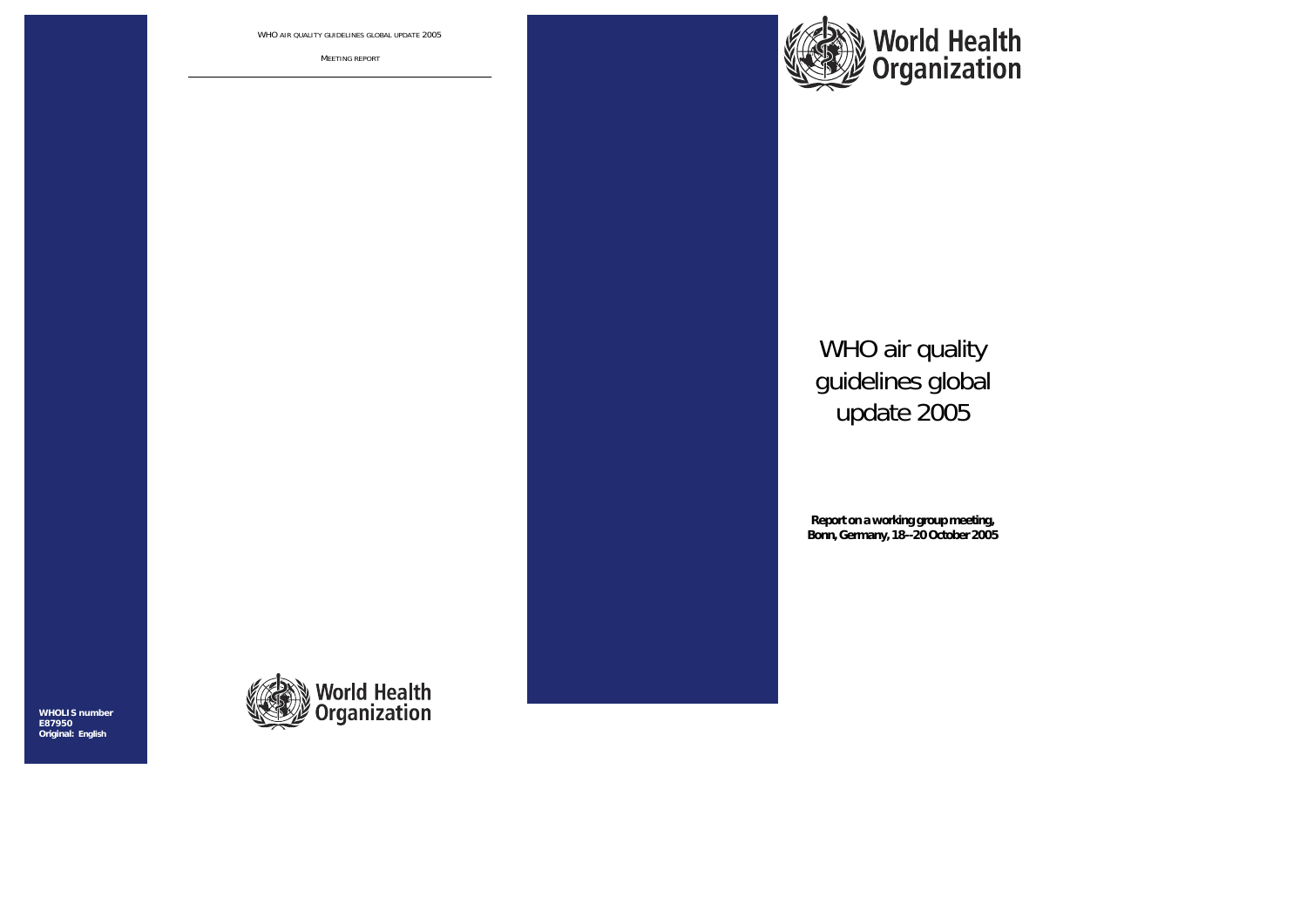WHO AIR QUALITY GUIDELINES GLOBAL UPDATE 2005

MEETING REPORT

World Health Organization

**WHOLIS number**
**E87950**
**Original: English**

World Health Organization

# WHO air quality guidelines global update 2005

**Report on a working group meeting, Bonn, Germany, 18--20 October 2005**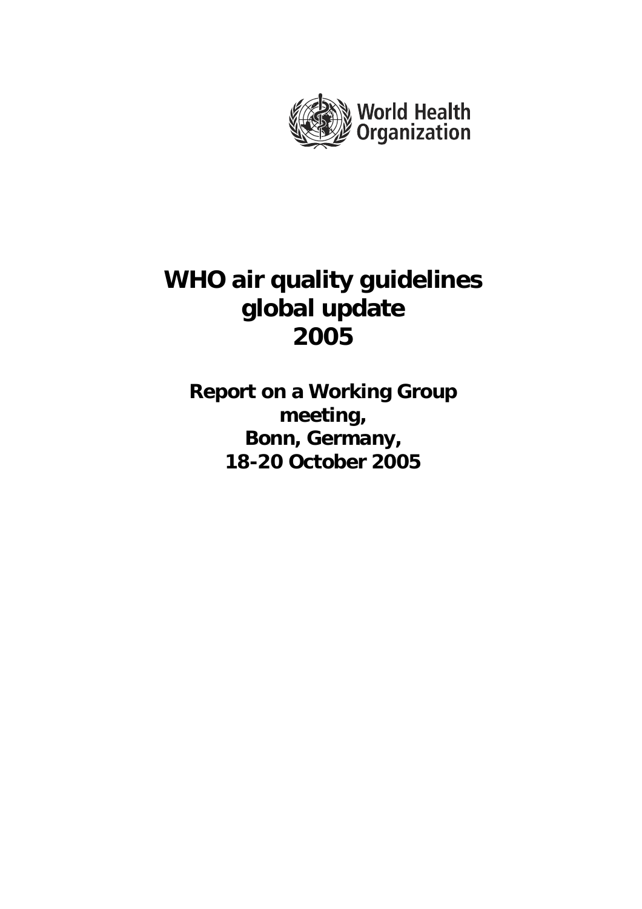World Health Organization

# WHO air quality guidelines global update 2005

## Report on a Working Group meeting, Bonn, Germany, 18-20 October 2005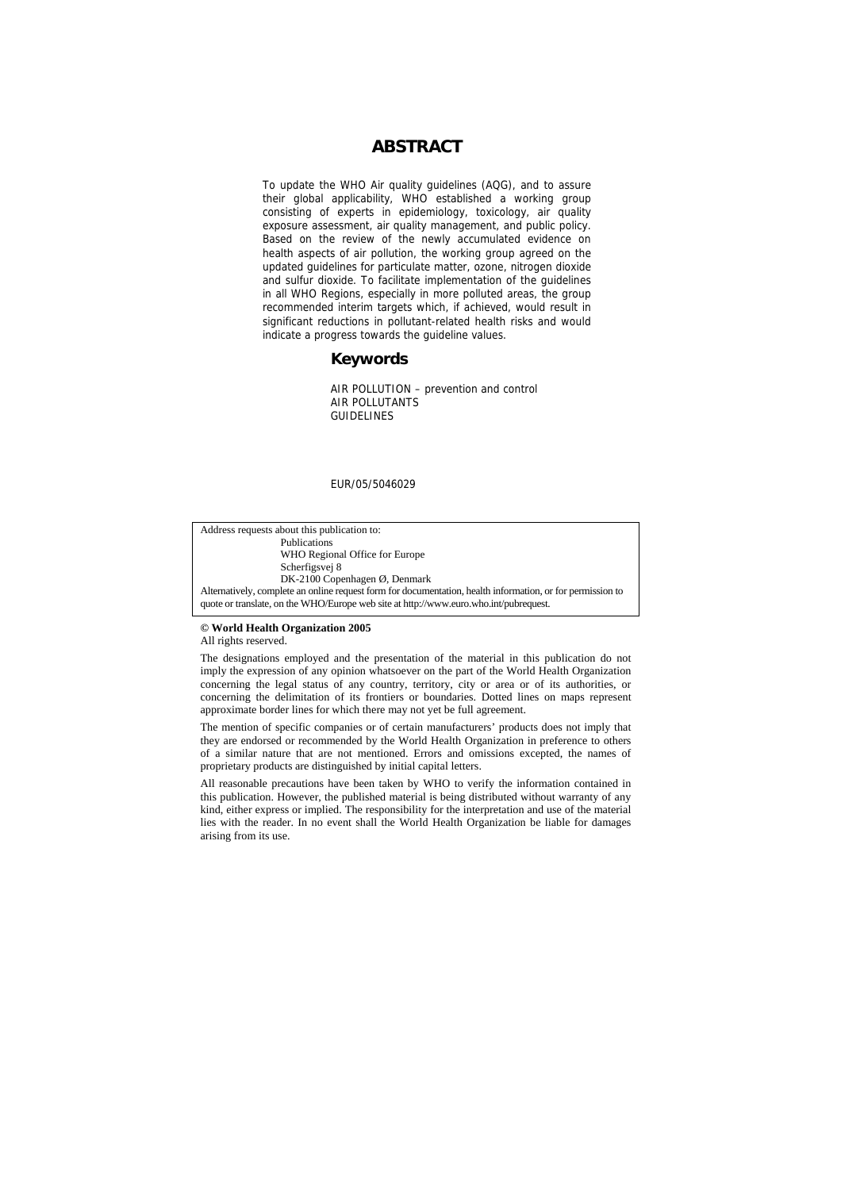# ABSTRACT

To update the WHO Air quality guidelines (AQG), and to assure their global applicability, WHO established a working group consisting of experts in epidemiology, toxicology, air quality exposure assessment, air quality management, and public policy. Based on the review of the newly accumulated evidence on health aspects of air pollution, the working group agreed on the updated guidelines for particulate matter, ozone, nitrogen dioxide and sulfur dioxide. To facilitate implementation of the guidelines in all WHO Regions, especially in more polluted areas, the group recommended interim targets which, if achieved, would result in significant reductions in pollutant-related health risks and would indicate a progress towards the guideline values.

## Keywords

AIR POLLUTION – prevention and control
AIR POLLUTANTS
GUIDELINES

EUR/05/5046029

Address requests about this publication to:

Publications
WHO Regional Office for Europe
Scherfigsvej 8
DK-2100 Copenhagen Ø, Denmark

Alternatively, complete an online request form for documentation, health information, or for permission to quote or translate, on the WHO/Europe web site at http://www.euro.who.int/pubrequest.

**© World Health Organization 2005**
All rights reserved.

The designations employed and the presentation of the material in this publication do not imply the expression of any opinion whatsoever on the part of the World Health Organization concerning the legal status of any country, territory, city or area or of its authorities, or concerning the delimitation of its frontiers or boundaries. Dotted lines on maps represent approximate border lines for which there may not yet be full agreement.

The mention of specific companies or of certain manufacturers' products does not imply that they are endorsed or recommended by the World Health Organization in preference to others of a similar nature that are not mentioned. Errors and omissions excepted, the names of proprietary products are distinguished by initial capital letters.

All reasonable precautions have been taken by WHO to verify the information contained in this publication. However, the published material is being distributed without warranty of any kind, either express or implied. The responsibility for the interpretation and use of the material lies with the reader. In no event shall the World Health Organization be liable for damages arising from its use.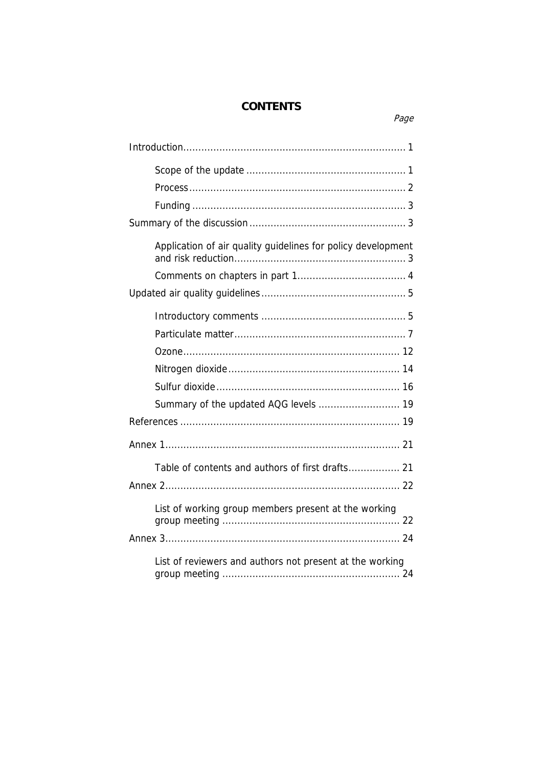# CONTENTS

*Page*

Introduction ........................................................................ 1

- Scope of the update ..................................................... 1
- Process ....................................................................... 2
- Funding ...................................................................... 3

Summary of the discussion .................................................... 3

- Application of air quality guidelines for policy development and risk reduction ........................................................ 3
- Comments on chapters in part 1 .................................... 4

Updated air quality guidelines ................................................ 5

- Introductory comments ................................................ 5
- Particulate matter ........................................................ 7
- Ozone ....................................................................... 12
- Nitrogen dioxide ........................................................ 14
- Sulfur dioxide ........................................................... 16
- Summary of the updated AQG levels ........................... 19

References ........................................................................ 19

Annex 1 ............................................................................ 21

- Table of contents and authors of first drafts ................. 21

Annex 2 ............................................................................ 22

- List of working group members present at the working group meeting .......................................................... 22

Annex 3 ............................................................................ 24

- List of reviewers and authors not present at the working group meeting .......................................................... 24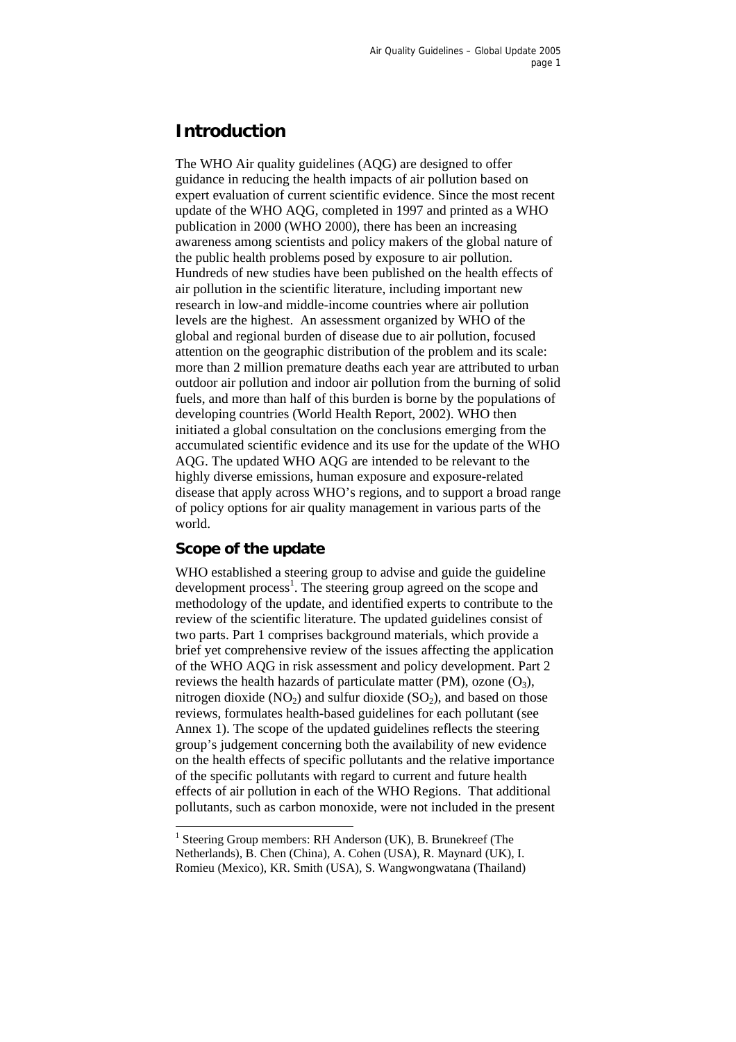# Introduction

The WHO Air quality guidelines (AQG) are designed to offer guidance in reducing the health impacts of air pollution based on expert evaluation of current scientific evidence. Since the most recent update of the WHO AQG, completed in 1997 and printed as a WHO publication in 2000 (WHO 2000), there has been an increasing awareness among scientists and policy makers of the global nature of the public health problems posed by exposure to air pollution. Hundreds of new studies have been published on the health effects of air pollution in the scientific literature, including important new research in low-and middle-income countries where air pollution levels are the highest. An assessment organized by WHO of the global and regional burden of disease due to air pollution, focused attention on the geographic distribution of the problem and its scale: more than 2 million premature deaths each year are attributed to urban outdoor air pollution and indoor air pollution from the burning of solid fuels, and more than half of this burden is borne by the populations of developing countries (World Health Report, 2002). WHO then initiated a global consultation on the conclusions emerging from the accumulated scientific evidence and its use for the update of the WHO AQG. The updated WHO AQG are intended to be relevant to the highly diverse emissions, human exposure and exposure-related disease that apply across WHO's regions, and to support a broad range of policy options for air quality management in various parts of the world.

## Scope of the update

WHO established a steering group to advise and guide the guideline development process[1]. The steering group agreed on the scope and methodology of the update, and identified experts to contribute to the review of the scientific literature. The updated guidelines consist of two parts. Part 1 comprises background materials, which provide a brief yet comprehensive review of the issues affecting the application of the WHO AQG in risk assessment and policy development. Part 2 reviews the health hazards of particulate matter (PM), ozone ($O_3$), nitrogen dioxide ($NO_2$) and sulfur dioxide ($SO_2$), and based on those reviews, formulates health-based guidelines for each pollutant (see Annex 1). The scope of the updated guidelines reflects the steering group's judgement concerning both the availability of new evidence on the health effects of specific pollutants and the relative importance of the specific pollutants with regard to current and future health effects of air pollution in each of the WHO Regions. That additional pollutants, such as carbon monoxide, were not included in the present

[1] Steering Group members: RH Anderson (UK), B. Brunekreef (The Netherlands), B. Chen (China), A. Cohen (USA), R. Maynard (UK), I. Romieu (Mexico), KR. Smith (USA), S. Wangwongwatana (Thailand)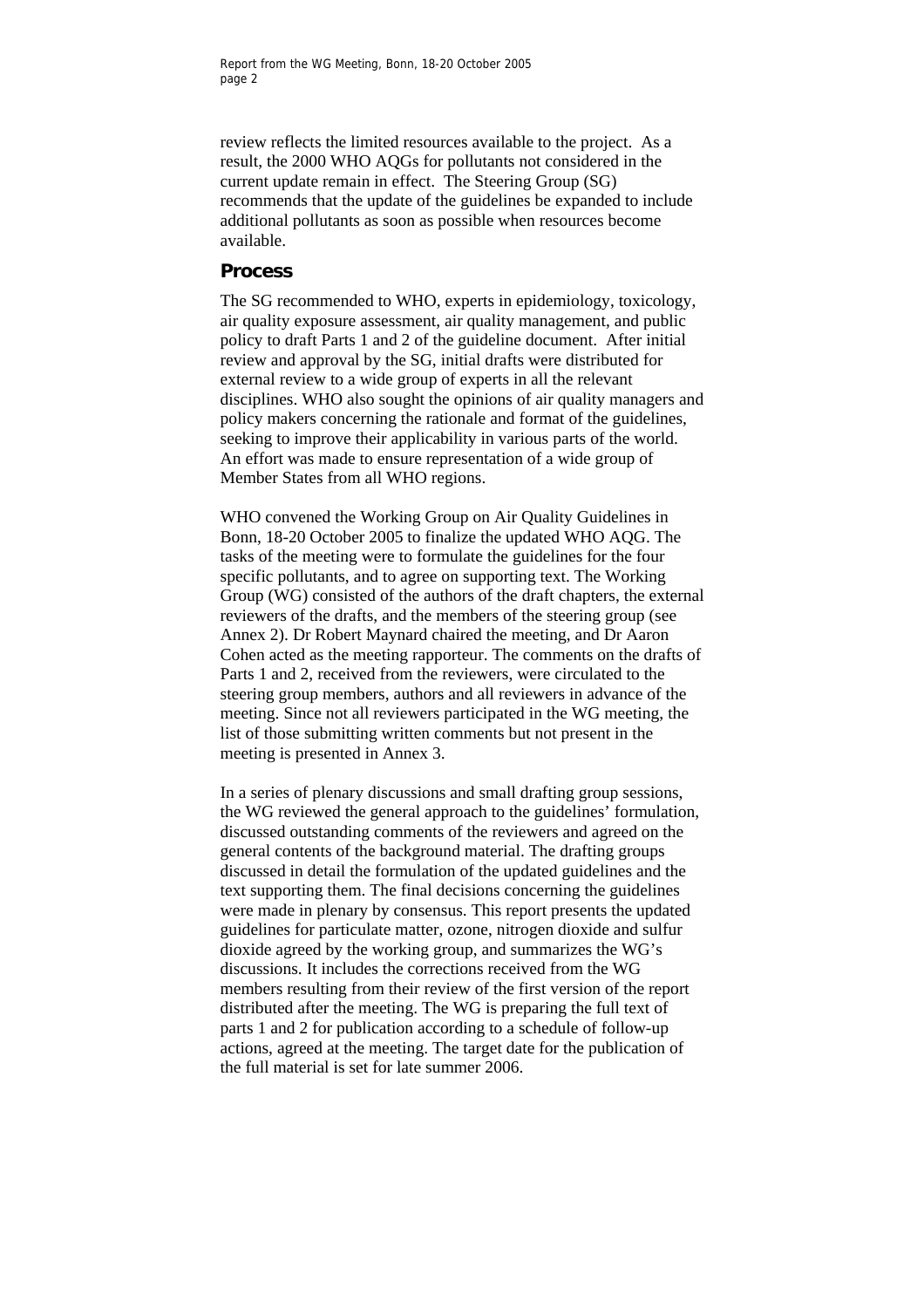review reflects the limited resources available to the project. As a result, the 2000 WHO AQGs for pollutants not considered in the current update remain in effect. The Steering Group (SG) recommends that the update of the guidelines be expanded to include additional pollutants as soon as possible when resources become available.

## Process

The SG recommended to WHO, experts in epidemiology, toxicology, air quality exposure assessment, air quality management, and public policy to draft Parts 1 and 2 of the guideline document. After initial review and approval by the SG, initial drafts were distributed for external review to a wide group of experts in all the relevant disciplines. WHO also sought the opinions of air quality managers and policy makers concerning the rationale and format of the guidelines, seeking to improve their applicability in various parts of the world. An effort was made to ensure representation of a wide group of Member States from all WHO regions.

WHO convened the Working Group on Air Quality Guidelines in Bonn, 18-20 October 2005 to finalize the updated WHO AQG. The tasks of the meeting were to formulate the guidelines for the four specific pollutants, and to agree on supporting text. The Working Group (WG) consisted of the authors of the draft chapters, the external reviewers of the drafts, and the members of the steering group (see Annex 2). Dr Robert Maynard chaired the meeting, and Dr Aaron Cohen acted as the meeting rapporteur. The comments on the drafts of Parts 1 and 2, received from the reviewers, were circulated to the steering group members, authors and all reviewers in advance of the meeting. Since not all reviewers participated in the WG meeting, the list of those submitting written comments but not present in the meeting is presented in Annex 3.

In a series of plenary discussions and small drafting group sessions, the WG reviewed the general approach to the guidelines' formulation, discussed outstanding comments of the reviewers and agreed on the general contents of the background material. The drafting groups discussed in detail the formulation of the updated guidelines and the text supporting them. The final decisions concerning the guidelines were made in plenary by consensus. This report presents the updated guidelines for particulate matter, ozone, nitrogen dioxide and sulfur dioxide agreed by the working group, and summarizes the WG's discussions. It includes the corrections received from the WG members resulting from their review of the first version of the report distributed after the meeting. The WG is preparing the full text of parts 1 and 2 for publication according to a schedule of follow-up actions, agreed at the meeting. The target date for the publication of the full material is set for late summer 2006.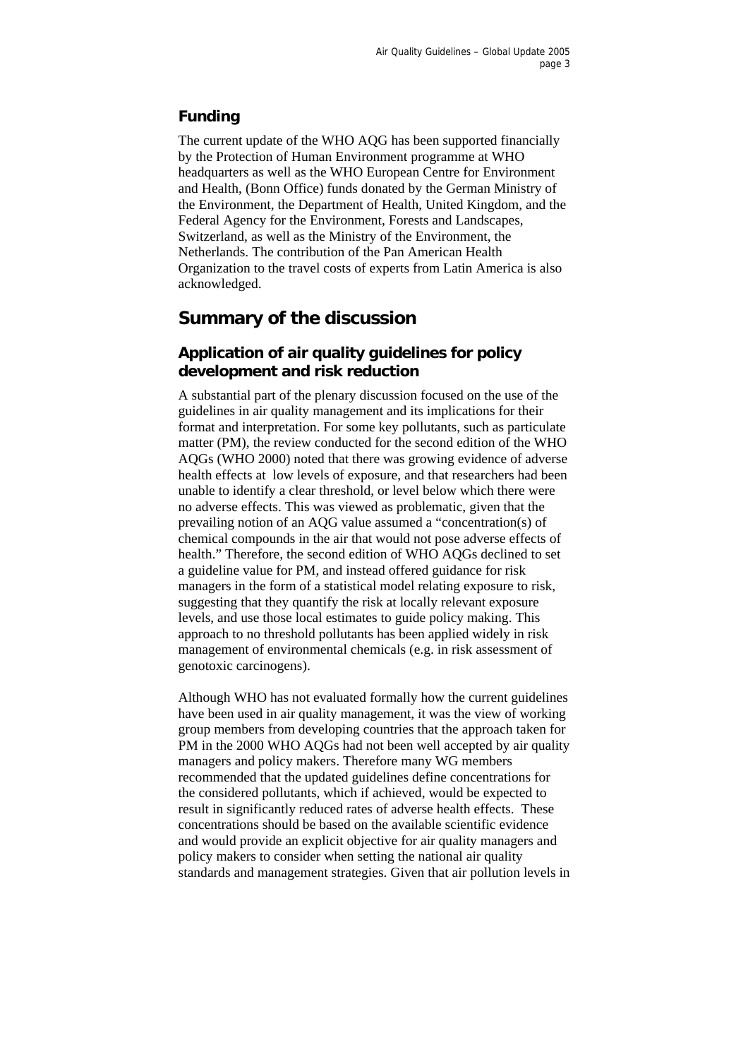### Funding

The current update of the WHO AQG has been supported financially by the Protection of Human Environment programme at WHO headquarters as well as the WHO European Centre for Environment and Health, (Bonn Office) funds donated by the German Ministry of the Environment, the Department of Health, United Kingdom, and the Federal Agency for the Environment, Forests and Landscapes, Switzerland, as well as the Ministry of the Environment, the Netherlands. The contribution of the Pan American Health Organization to the travel costs of experts from Latin America is also acknowledged.

## Summary of the discussion

### Application of air quality guidelines for policy development and risk reduction

A substantial part of the plenary discussion focused on the use of the guidelines in air quality management and its implications for their format and interpretation. For some key pollutants, such as particulate matter (PM), the review conducted for the second edition of the WHO AQGs (WHO 2000) noted that there was growing evidence of adverse health effects at low levels of exposure, and that researchers had been unable to identify a clear threshold, or level below which there were no adverse effects. This was viewed as problematic, given that the prevailing notion of an AQG value assumed a "concentration(s) of chemical compounds in the air that would not pose adverse effects of health." Therefore, the second edition of WHO AQGs declined to set a guideline value for PM, and instead offered guidance for risk managers in the form of a statistical model relating exposure to risk, suggesting that they quantify the risk at locally relevant exposure levels, and use those local estimates to guide policy making. This approach to no threshold pollutants has been applied widely in risk management of environmental chemicals (e.g. in risk assessment of genotoxic carcinogens).

Although WHO has not evaluated formally how the current guidelines have been used in air quality management, it was the view of working group members from developing countries that the approach taken for PM in the 2000 WHO AQGs had not been well accepted by air quality managers and policy makers. Therefore many WG members recommended that the updated guidelines define concentrations for the considered pollutants, which if achieved, would be expected to result in significantly reduced rates of adverse health effects. These concentrations should be based on the available scientific evidence and would provide an explicit objective for air quality managers and policy makers to consider when setting the national air quality standards and management strategies. Given that air pollution levels in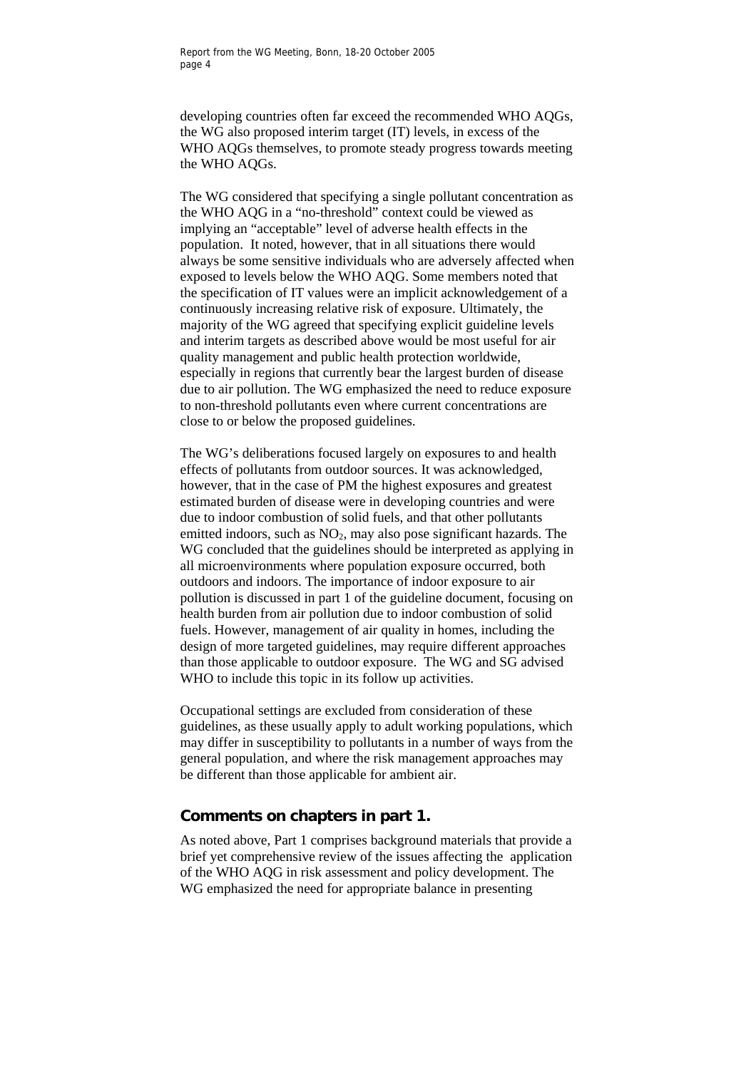developing countries often far exceed the recommended WHO AQGs, the WG also proposed interim target (IT) levels, in excess of the WHO AQGs themselves, to promote steady progress towards meeting the WHO AQGs.

The WG considered that specifying a single pollutant concentration as the WHO AQG in a "no-threshold" context could be viewed as implying an "acceptable" level of adverse health effects in the population. It noted, however, that in all situations there would always be some sensitive individuals who are adversely affected when exposed to levels below the WHO AQG. Some members noted that the specification of IT values were an implicit acknowledgement of a continuously increasing relative risk of exposure. Ultimately, the majority of the WG agreed that specifying explicit guideline levels and interim targets as described above would be most useful for air quality management and public health protection worldwide, especially in regions that currently bear the largest burden of disease due to air pollution. The WG emphasized the need to reduce exposure to non-threshold pollutants even where current concentrations are close to or below the proposed guidelines.

The WG's deliberations focused largely on exposures to and health effects of pollutants from outdoor sources. It was acknowledged, however, that in the case of PM the highest exposures and greatest estimated burden of disease were in developing countries and were due to indoor combustion of solid fuels, and that other pollutants emitted indoors, such as $NO_2$, may also pose significant hazards. The WG concluded that the guidelines should be interpreted as applying in all microenvironments where population exposure occurred, both outdoors and indoors. The importance of indoor exposure to air pollution is discussed in part 1 of the guideline document, focusing on health burden from air pollution due to indoor combustion of solid fuels. However, management of air quality in homes, including the design of more targeted guidelines, may require different approaches than those applicable to outdoor exposure. The WG and SG advised WHO to include this topic in its follow up activities.

Occupational settings are excluded from consideration of these guidelines, as these usually apply to adult working populations, which may differ in susceptibility to pollutants in a number of ways from the general population, and where the risk management approaches may be different than those applicable for ambient air.

## Comments on chapters in part 1.

As noted above, Part 1 comprises background materials that provide a brief yet comprehensive review of the issues affecting the application of the WHO AQG in risk assessment and policy development. The WG emphasized the need for appropriate balance in presenting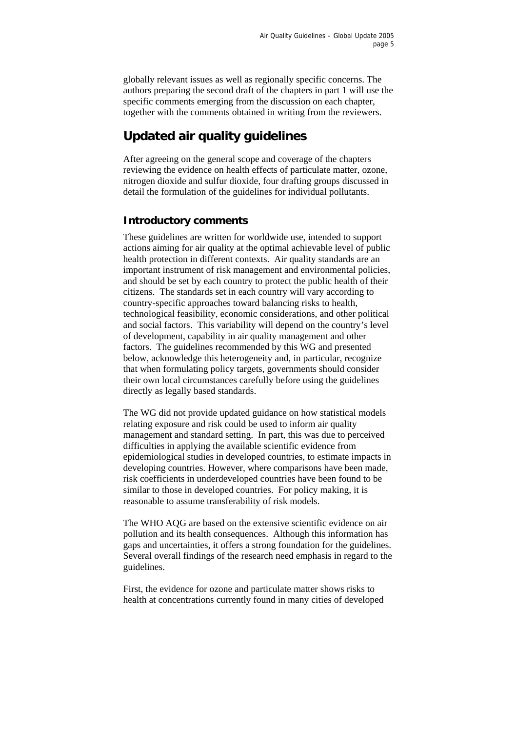globally relevant issues as well as regionally specific concerns. The authors preparing the second draft of the chapters in part 1 will use the specific comments emerging from the discussion on each chapter, together with the comments obtained in writing from the reviewers.

## Updated air quality guidelines

After agreeing on the general scope and coverage of the chapters reviewing the evidence on health effects of particulate matter, ozone, nitrogen dioxide and sulfur dioxide, four drafting groups discussed in detail the formulation of the guidelines for individual pollutants.

### Introductory comments

These guidelines are written for worldwide use, intended to support actions aiming for air quality at the optimal achievable level of public health protection in different contexts. Air quality standards are an important instrument of risk management and environmental policies, and should be set by each country to protect the public health of their citizens. The standards set in each country will vary according to country-specific approaches toward balancing risks to health, technological feasibility, economic considerations, and other political and social factors. This variability will depend on the country's level of development, capability in air quality management and other factors. The guidelines recommended by this WG and presented below, acknowledge this heterogeneity and, in particular, recognize that when formulating policy targets, governments should consider their own local circumstances carefully before using the guidelines directly as legally based standards.

The WG did not provide updated guidance on how statistical models relating exposure and risk could be used to inform air quality management and standard setting. In part, this was due to perceived difficulties in applying the available scientific evidence from epidemiological studies in developed countries, to estimate impacts in developing countries. However, where comparisons have been made, risk coefficients in underdeveloped countries have been found to be similar to those in developed countries. For policy making, it is reasonable to assume transferability of risk models.

The WHO AQG are based on the extensive scientific evidence on air pollution and its health consequences. Although this information has gaps and uncertainties, it offers a strong foundation for the guidelines. Several overall findings of the research need emphasis in regard to the guidelines.

First, the evidence for ozone and particulate matter shows risks to health at concentrations currently found in many cities of developed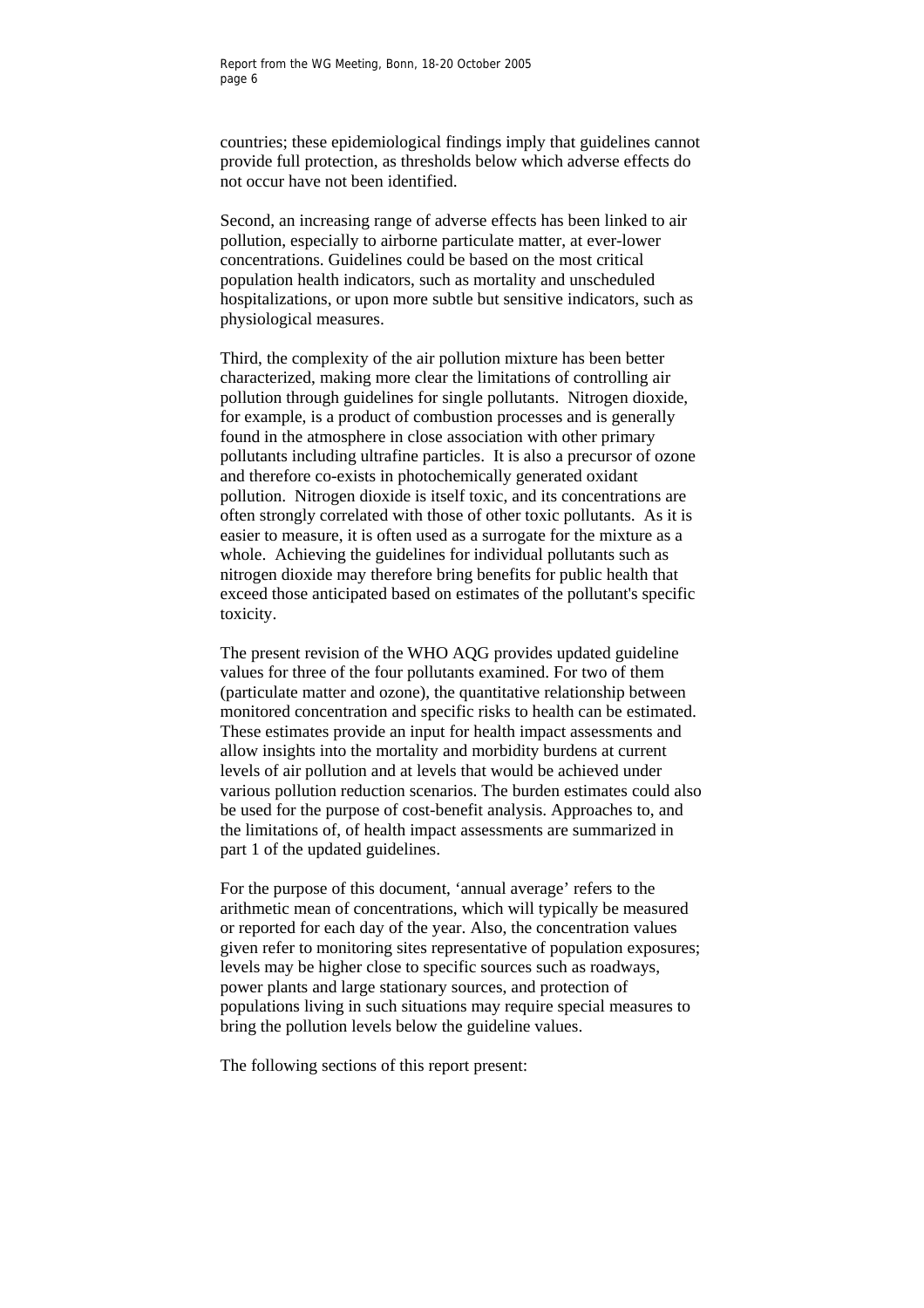countries; these epidemiological findings imply that guidelines cannot provide full protection, as thresholds below which adverse effects do not occur have not been identified.

Second, an increasing range of adverse effects has been linked to air pollution, especially to airborne particulate matter, at ever-lower concentrations. Guidelines could be based on the most critical population health indicators, such as mortality and unscheduled hospitalizations, or upon more subtle but sensitive indicators, such as physiological measures.

Third, the complexity of the air pollution mixture has been better characterized, making more clear the limitations of controlling air pollution through guidelines for single pollutants. Nitrogen dioxide, for example, is a product of combustion processes and is generally found in the atmosphere in close association with other primary pollutants including ultrafine particles. It is also a precursor of ozone and therefore co-exists in photochemically generated oxidant pollution. Nitrogen dioxide is itself toxic, and its concentrations are often strongly correlated with those of other toxic pollutants. As it is easier to measure, it is often used as a surrogate for the mixture as a whole. Achieving the guidelines for individual pollutants such as nitrogen dioxide may therefore bring benefits for public health that exceed those anticipated based on estimates of the pollutant's specific toxicity.

The present revision of the WHO AQG provides updated guideline values for three of the four pollutants examined. For two of them (particulate matter and ozone), the quantitative relationship between monitored concentration and specific risks to health can be estimated. These estimates provide an input for health impact assessments and allow insights into the mortality and morbidity burdens at current levels of air pollution and at levels that would be achieved under various pollution reduction scenarios. The burden estimates could also be used for the purpose of cost-benefit analysis. Approaches to, and the limitations of, of health impact assessments are summarized in part 1 of the updated guidelines.

For the purpose of this document, 'annual average' refers to the arithmetic mean of concentrations, which will typically be measured or reported for each day of the year. Also, the concentration values given refer to monitoring sites representative of population exposures; levels may be higher close to specific sources such as roadways, power plants and large stationary sources, and protection of populations living in such situations may require special measures to bring the pollution levels below the guideline values.

The following sections of this report present: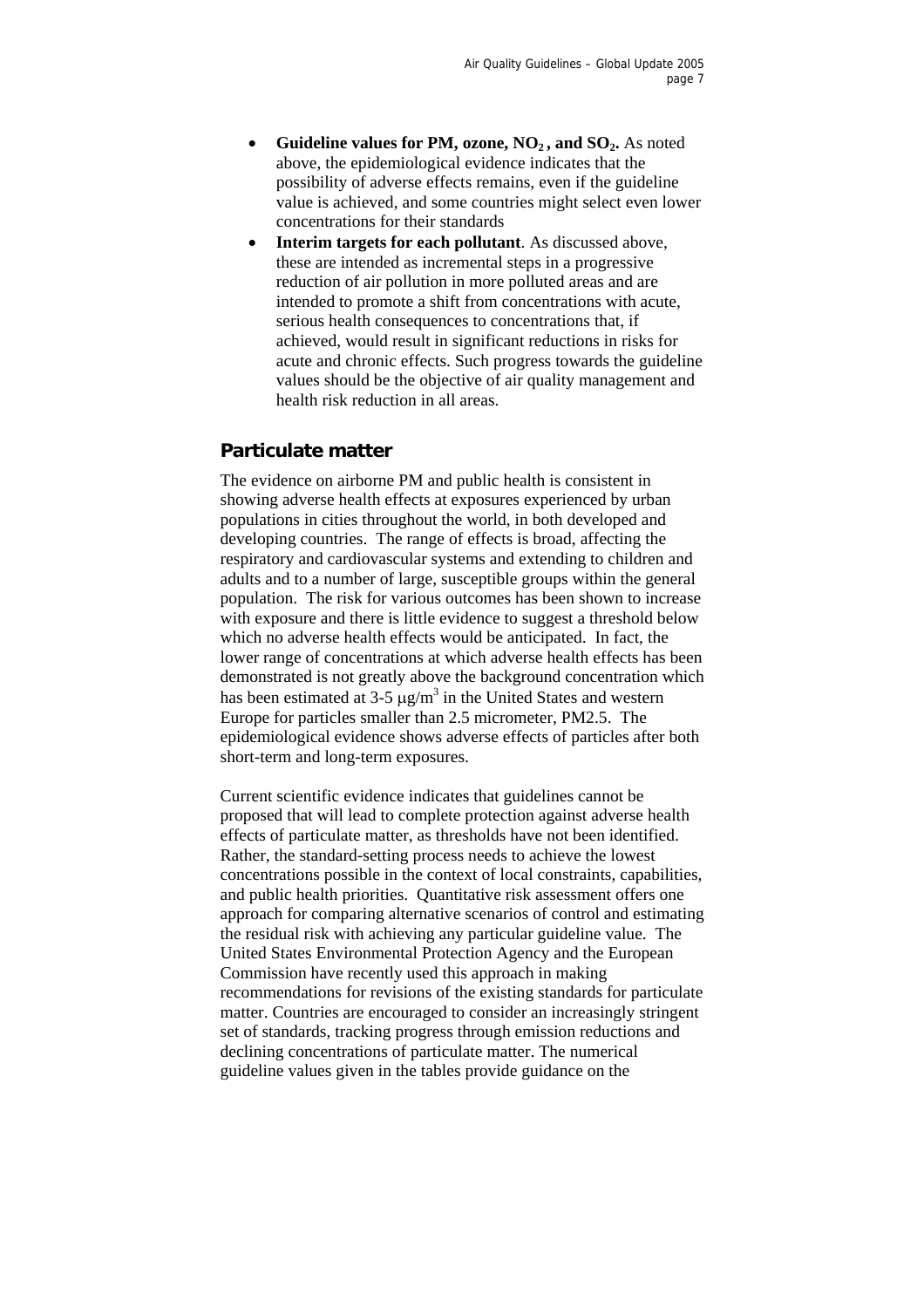- **Guideline values for PM, ozone, $NO_2$, and $SO_2$.** As noted above, the epidemiological evidence indicates that the possibility of adverse effects remains, even if the guideline value is achieved, and some countries might select even lower concentrations for their standards
- **Interim targets for each pollutant**. As discussed above, these are intended as incremental steps in a progressive reduction of air pollution in more polluted areas and are intended to promote a shift from concentrations with acute, serious health consequences to concentrations that, if achieved, would result in significant reductions in risks for acute and chronic effects. Such progress towards the guideline values should be the objective of air quality management and health risk reduction in all areas.

## Particulate matter

The evidence on airborne PM and public health is consistent in showing adverse health effects at exposures experienced by urban populations in cities throughout the world, in both developed and developing countries. The range of effects is broad, affecting the respiratory and cardiovascular systems and extending to children and adults and to a number of large, susceptible groups within the general population. The risk for various outcomes has been shown to increase with exposure and there is little evidence to suggest a threshold below which no adverse health effects would be anticipated. In fact, the lower range of concentrations at which adverse health effects has been demonstrated is not greatly above the background concentration which has been estimated at 3-5 $\mu g/m^3$ in the United States and western Europe for particles smaller than 2.5 micrometer, PM2.5. The epidemiological evidence shows adverse effects of particles after both short-term and long-term exposures.

Current scientific evidence indicates that guidelines cannot be proposed that will lead to complete protection against adverse health effects of particulate matter, as thresholds have not been identified. Rather, the standard-setting process needs to achieve the lowest concentrations possible in the context of local constraints, capabilities, and public health priorities. Quantitative risk assessment offers one approach for comparing alternative scenarios of control and estimating the residual risk with achieving any particular guideline value. The United States Environmental Protection Agency and the European Commission have recently used this approach in making recommendations for revisions of the existing standards for particulate matter. Countries are encouraged to consider an increasingly stringent set of standards, tracking progress through emission reductions and declining concentrations of particulate matter. The numerical guideline values given in the tables provide guidance on the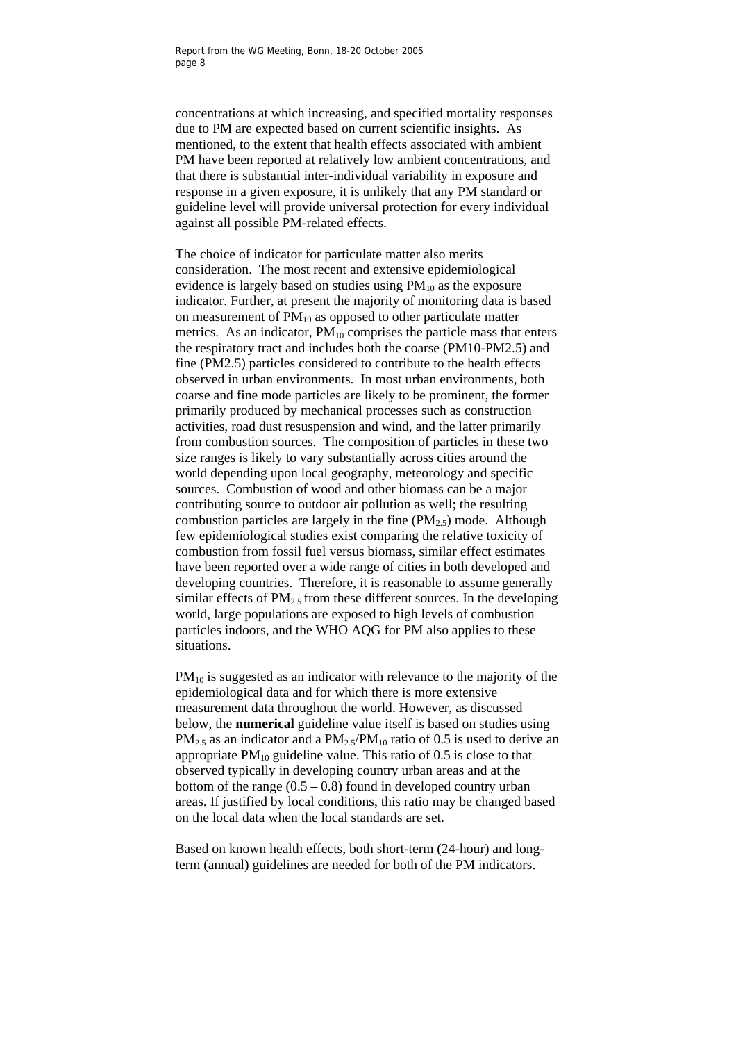concentrations at which increasing, and specified mortality responses due to PM are expected based on current scientific insights. As mentioned, to the extent that health effects associated with ambient PM have been reported at relatively low ambient concentrations, and that there is substantial inter-individual variability in exposure and response in a given exposure, it is unlikely that any PM standard or guideline level will provide universal protection for every individual against all possible PM-related effects.

The choice of indicator for particulate matter also merits consideration. The most recent and extensive epidemiological evidence is largely based on studies using $PM_{10}$ as the exposure indicator. Further, at present the majority of monitoring data is based on measurement of $PM_{10}$ as opposed to other particulate matter metrics. As an indicator, $PM_{10}$ comprises the particle mass that enters the respiratory tract and includes both the coarse (PM10-PM2.5) and fine (PM2.5) particles considered to contribute to the health effects observed in urban environments. In most urban environments, both coarse and fine mode particles are likely to be prominent, the former primarily produced by mechanical processes such as construction activities, road dust resuspension and wind, and the latter primarily from combustion sources. The composition of particles in these two size ranges is likely to vary substantially across cities around the world depending upon local geography, meteorology and specific sources. Combustion of wood and other biomass can be a major contributing source to outdoor air pollution as well; the resulting combustion particles are largely in the fine ($PM_{2.5}$) mode. Although few epidemiological studies exist comparing the relative toxicity of combustion from fossil fuel versus biomass, similar effect estimates have been reported over a wide range of cities in both developed and developing countries. Therefore, it is reasonable to assume generally similar effects of $PM_{2.5}$ from these different sources. In the developing world, large populations are exposed to high levels of combustion particles indoors, and the WHO AQG for PM also applies to these situations.

$PM_{10}$ is suggested as an indicator with relevance to the majority of the epidemiological data and for which there is more extensive measurement data throughout the world. However, as discussed below, the **numerical** guideline value itself is based on studies using $PM_{2.5}$ as an indicator and a $PM_{2.5}/PM_{10}$ ratio of 0.5 is used to derive an appropriate $PM_{10}$ guideline value. This ratio of 0.5 is close to that observed typically in developing country urban areas and at the bottom of the range (0.5 – 0.8) found in developed country urban areas. If justified by local conditions, this ratio may be changed based on the local data when the local standards are set.

Based on known health effects, both short-term (24-hour) and long-term (annual) guidelines are needed for both of the PM indicators.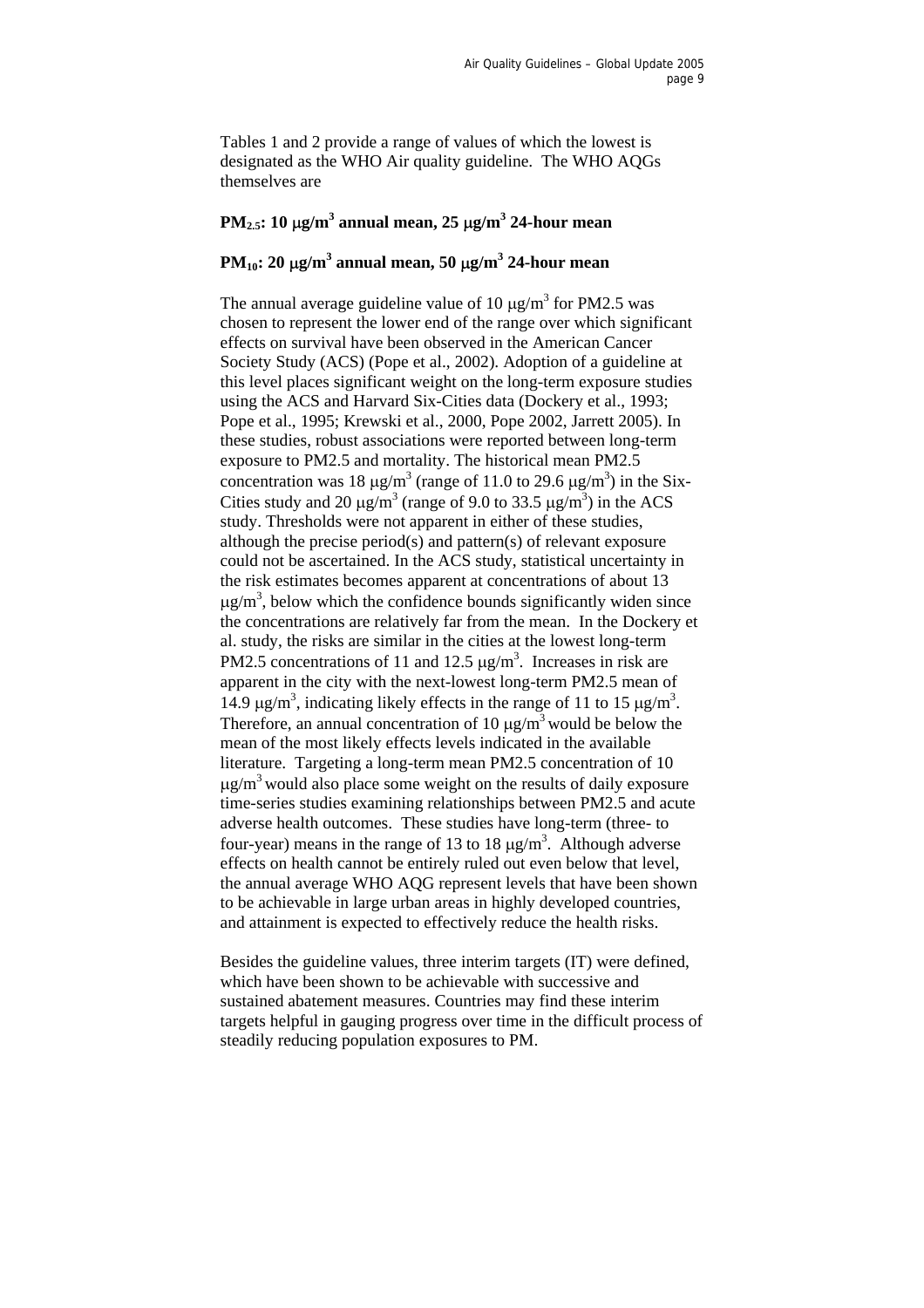Tables 1 and 2 provide a range of values of which the lowest is designated as the WHO Air quality guideline. The WHO AQGs themselves are

**$PM_{2.5}$: 10 μg/m$^3$ annual mean, 25 μg/m$^3$ 24-hour mean**

**$PM_{10}$: 20 μg/m$^3$ annual mean, 50 μg/m$^3$ 24-hour mean**

The annual average guideline value of 10 μg/m$^3$ for PM2.5 was chosen to represent the lower end of the range over which significant effects on survival have been observed in the American Cancer Society Study (ACS) (Pope et al., 2002). Adoption of a guideline at this level places significant weight on the long-term exposure studies using the ACS and Harvard Six-Cities data (Dockery et al., 1993; Pope et al., 1995; Krewski et al., 2000, Pope 2002, Jarrett 2005). In these studies, robust associations were reported between long-term exposure to PM2.5 and mortality. The historical mean PM2.5 concentration was 18 μg/m$^3$ (range of 11.0 to 29.6 μg/m$^3$) in the Six-Cities study and 20 μg/m$^3$ (range of 9.0 to 33.5 μg/m$^3$) in the ACS study. Thresholds were not apparent in either of these studies, although the precise period(s) and pattern(s) of relevant exposure could not be ascertained. In the ACS study, statistical uncertainty in the risk estimates becomes apparent at concentrations of about 13 μg/m$^3$, below which the confidence bounds significantly widen since the concentrations are relatively far from the mean. In the Dockery et al. study, the risks are similar in the cities at the lowest long-term PM2.5 concentrations of 11 and 12.5 μg/m$^3$. Increases in risk are apparent in the city with the next-lowest long-term PM2.5 mean of 14.9 μg/m$^3$, indicating likely effects in the range of 11 to 15 μg/m$^3$. Therefore, an annual concentration of 10 μg/m$^3$ would be below the mean of the most likely effects levels indicated in the available literature. Targeting a long-term mean PM2.5 concentration of 10 μg/m$^3$ would also place some weight on the results of daily exposure time-series studies examining relationships between PM2.5 and acute adverse health outcomes. These studies have long-term (three- to four-year) means in the range of 13 to 18 μg/m$^3$. Although adverse effects on health cannot be entirely ruled out even below that level, the annual average WHO AQG represent levels that have been shown to be achievable in large urban areas in highly developed countries, and attainment is expected to effectively reduce the health risks.

Besides the guideline values, three interim targets (IT) were defined, which have been shown to be achievable with successive and sustained abatement measures. Countries may find these interim targets helpful in gauging progress over time in the difficult process of steadily reducing population exposures to PM.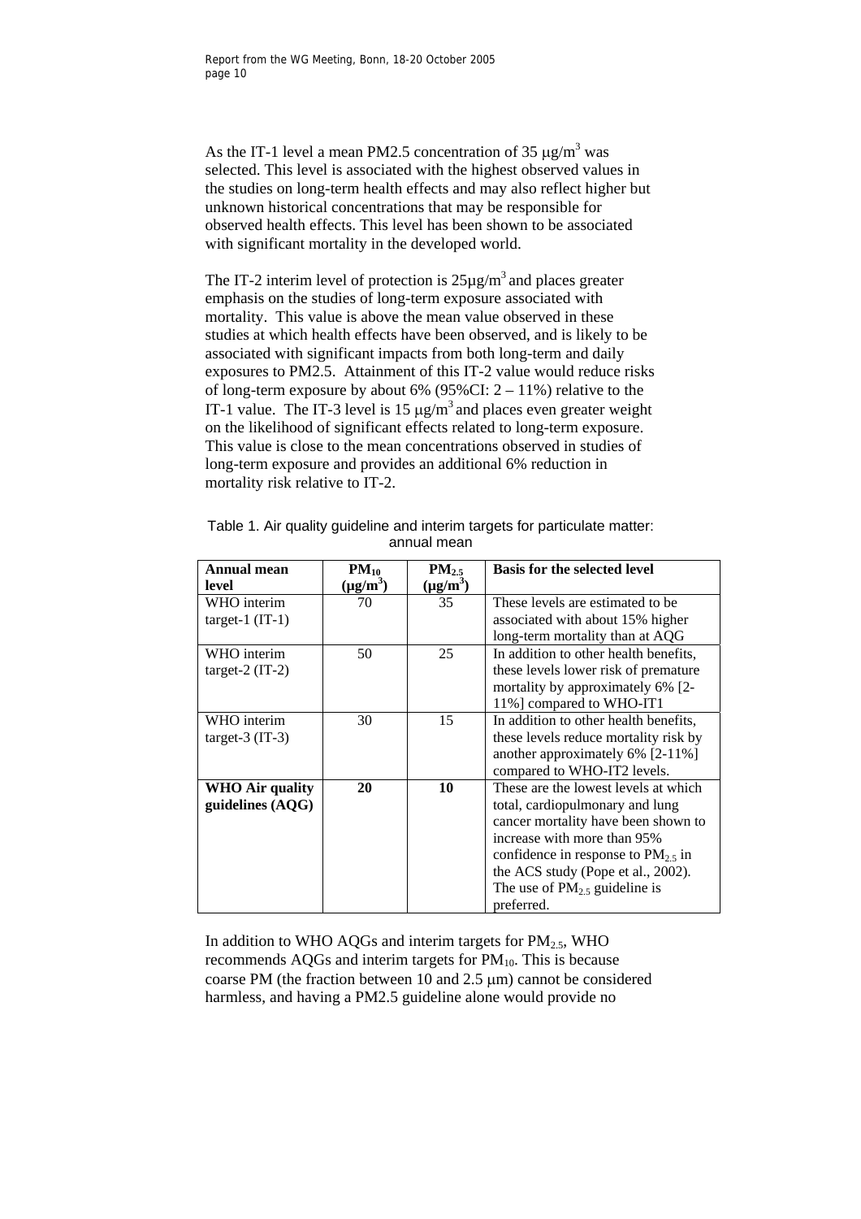As the IT-1 level a mean PM2.5 concentration of 35 μg/m$^3$ was selected. This level is associated with the highest observed values in the studies on long-term health effects and may also reflect higher but unknown historical concentrations that may be responsible for observed health effects. This level has been shown to be associated with significant mortality in the developed world.

The IT-2 interim level of protection is 25μg/m$^3$ and places greater emphasis on the studies of long-term exposure associated with mortality. This value is above the mean value observed in these studies at which health effects have been observed, and is likely to be associated with significant impacts from both long-term and daily exposures to PM2.5. Attainment of this IT-2 value would reduce risks of long-term exposure by about 6% (95%CI: 2 – 11%) relative to the IT-1 value. The IT-3 level is 15 μg/m$^3$ and places even greater weight on the likelihood of significant effects related to long-term exposure. This value is close to the mean concentrations observed in studies of long-term exposure and provides an additional 6% reduction in mortality risk relative to IT-2.

Table 1. Air quality guideline and interim targets for particulate matter: annual mean

| Annual mean level | $PM_{10}$ (μg/m$^3$) | $PM_{2.5}$ (μg/m$^3$) | Basis for the selected level |
|---|---|---|---|
| WHO interim target-1 (IT-1) | 70 | 35 | These levels are estimated to be associated with about 15% higher long-term mortality than at AQG |
| WHO interim target-2 (IT-2) | 50 | 25 | In addition to other health benefits, these levels lower risk of premature mortality by approximately 6% [2-11%] compared to WHO-IT1 |
| WHO interim target-3 (IT-3) | 30 | 15 | In addition to other health benefits, these levels reduce mortality risk by another approximately 6% [2-11%] compared to WHO-IT2 levels. |
| **WHO Air quality guidelines (AQG)** | **20** | **10** | These are the lowest levels at which total, cardiopulmonary and lung cancer mortality have been shown to increase with more than 95% confidence in response to $PM_{2.5}$ in the ACS study (Pope et al., 2002). The use of $PM_{2.5}$ guideline is preferred. |

In addition to WHO AQGs and interim targets for $PM_{2.5}$, WHO recommends AQGs and interim targets for $PM_{10}$. This is because coarse PM (the fraction between 10 and 2.5 μm) cannot be considered harmless, and having a PM2.5 guideline alone would provide no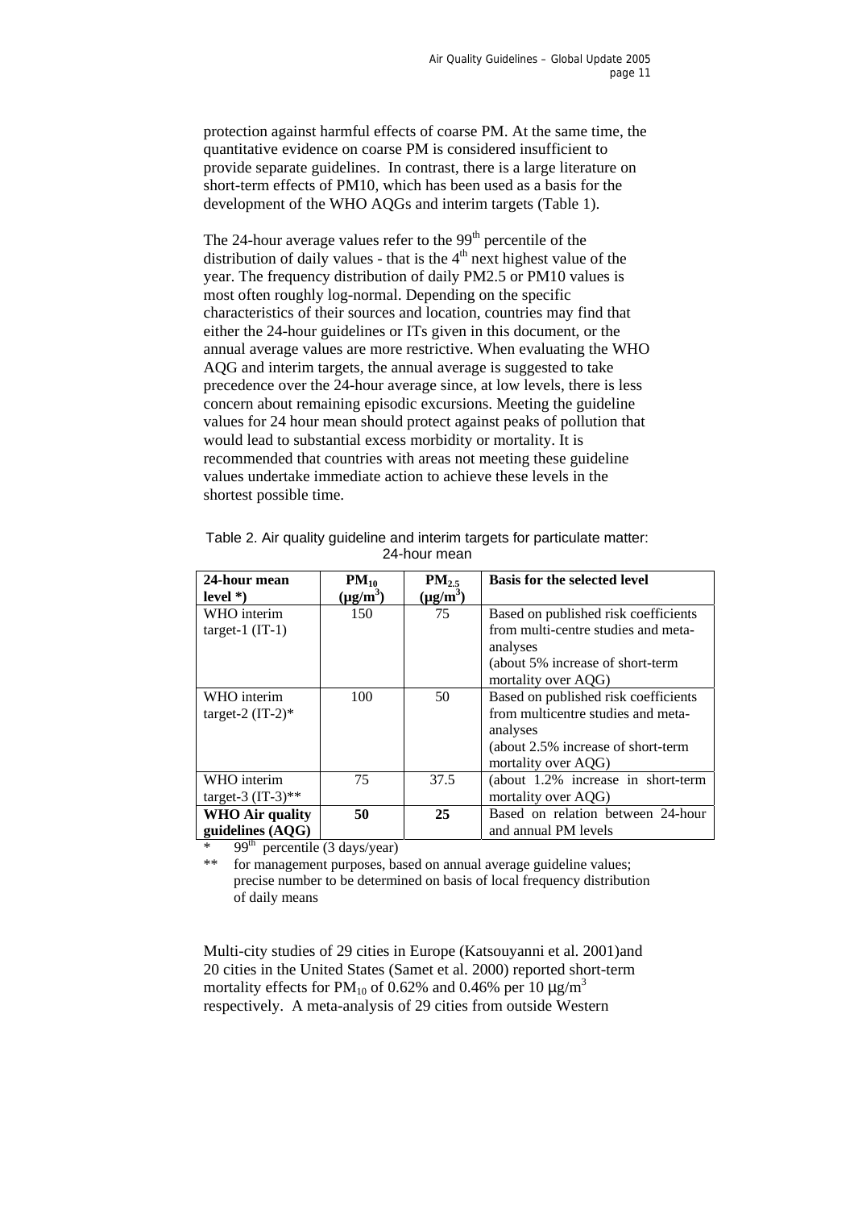protection against harmful effects of coarse PM. At the same time, the quantitative evidence on coarse PM is considered insufficient to provide separate guidelines. In contrast, there is a large literature on short-term effects of PM10, which has been used as a basis for the development of the WHO AQGs and interim targets (Table 1).

The 24-hour average values refer to the 99[th] percentile of the distribution of daily values - that is the 4[th] next highest value of the year. The frequency distribution of daily PM2.5 or PM10 values is most often roughly log-normal. Depending on the specific characteristics of their sources and location, countries may find that either the 24-hour guidelines or ITs given in this document, or the annual average values are more restrictive. When evaluating the WHO AQG and interim targets, the annual average is suggested to take precedence over the 24-hour average since, at low levels, there is less concern about remaining episodic excursions. Meeting the guideline values for 24 hour mean should protect against peaks of pollution that would lead to substantial excess morbidity or mortality. It is recommended that countries with areas not meeting these guideline values undertake immediate action to achieve these levels in the shortest possible time.

Table 2. Air quality guideline and interim targets for particulate matter: 24-hour mean

| **24-hour mean level \*)** | **$PM_{10}$ (μg/m$^3$)** | **$PM_{2.5}$ (μg/m$^3$)** | **Basis for the selected level** |
|---|---|---|---|
| WHO interim target-1 (IT-1) | 150 | 75 | Based on published risk coefficients from multi-centre studies and meta-analyses (about 5% increase of short-term mortality over AQG) |
| WHO interim target-2 (IT-2)* | 100 | 50 | Based on published risk coefficients from multicentre studies and meta-analyses (about 2.5% increase of short-term mortality over AQG) |
| WHO interim target-3 (IT-3)** | 75 | 37.5 | (about 1.2% increase in short-term mortality over AQG) |
| **WHO Air quality guidelines (AQG)** | **50** | **25** | Based on relation between 24-hour and annual PM levels |

\* 99[th] percentile (3 days/year)

\*\* for management purposes, based on annual average guideline values; precise number to be determined on basis of local frequency distribution of daily means

Multi-city studies of 29 cities in Europe (Katsouyanni et al. 2001)and 20 cities in the United States (Samet et al. 2000) reported short-term mortality effects for $PM_{10}$ of 0.62% and 0.46% per 10 μg/m$^3$ respectively. A meta-analysis of 29 cities from outside Western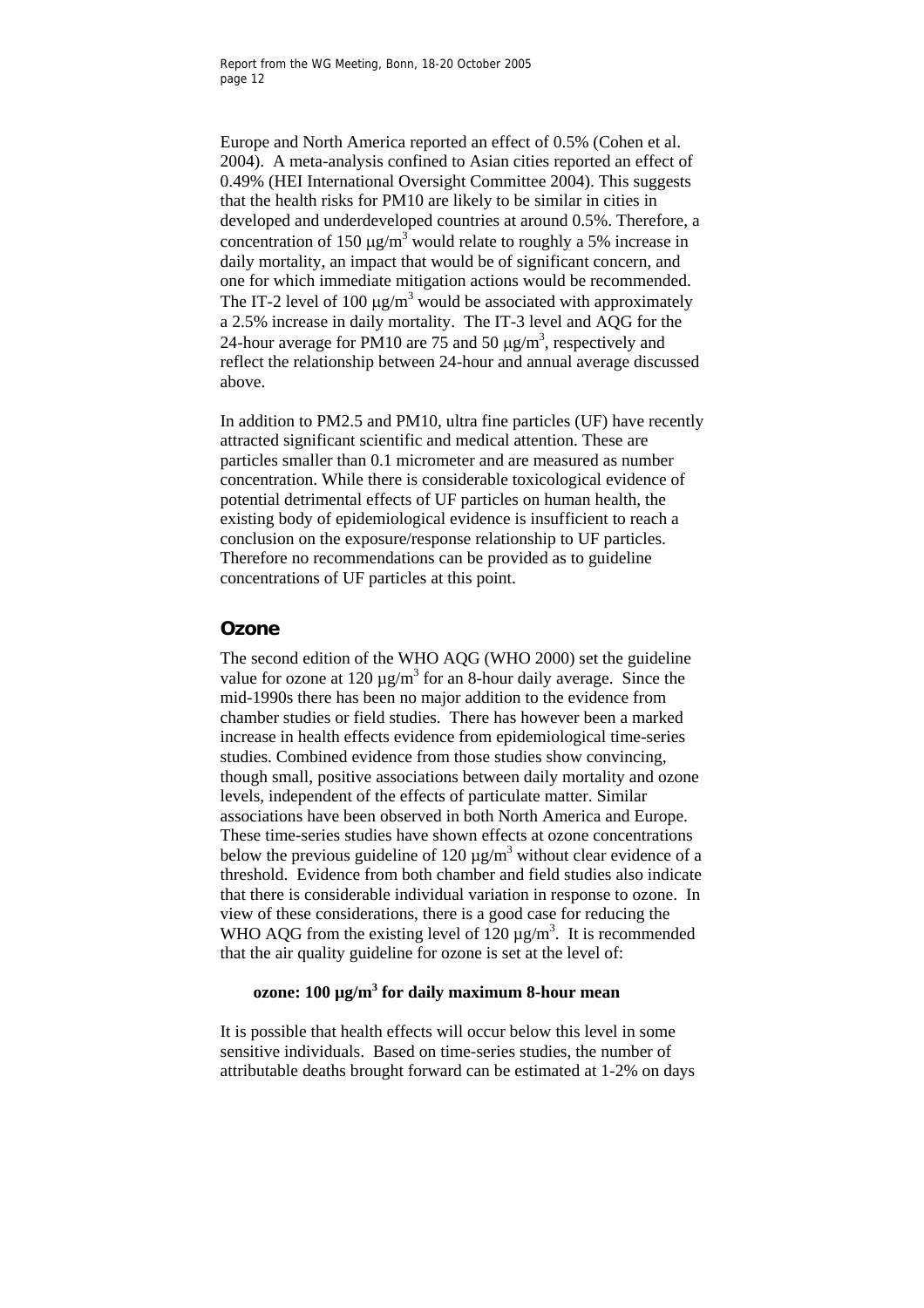Europe and North America reported an effect of 0.5% (Cohen et al. 2004). A meta-analysis confined to Asian cities reported an effect of 0.49% (HEI International Oversight Committee 2004). This suggests that the health risks for PM10 are likely to be similar in cities in developed and underdeveloped countries at around 0.5%. Therefore, a concentration of 150 $\mu g/m^3$ would relate to roughly a 5% increase in daily mortality, an impact that would be of significant concern, and one for which immediate mitigation actions would be recommended. The IT-2 level of 100 $\mu g/m^3$ would be associated with approximately a 2.5% increase in daily mortality. The IT-3 level and AQG for the 24-hour average for PM10 are 75 and 50 $\mu g/m^3$, respectively and reflect the relationship between 24-hour and annual average discussed above.

In addition to PM2.5 and PM10, ultra fine particles (UF) have recently attracted significant scientific and medical attention. These are particles smaller than 0.1 micrometer and are measured as number concentration. While there is considerable toxicological evidence of potential detrimental effects of UF particles on human health, the existing body of epidemiological evidence is insufficient to reach a conclusion on the exposure/response relationship to UF particles. Therefore no recommendations can be provided as to guideline concentrations of UF particles at this point.

## Ozone

The second edition of the WHO AQG (WHO 2000) set the guideline value for ozone at 120 $\mu g/m^3$ for an 8-hour daily average. Since the mid-1990s there has been no major addition to the evidence from chamber studies or field studies. There has however been a marked increase in health effects evidence from epidemiological time-series studies. Combined evidence from those studies show convincing, though small, positive associations between daily mortality and ozone levels, independent of the effects of particulate matter. Similar associations have been observed in both North America and Europe. These time-series studies have shown effects at ozone concentrations below the previous guideline of 120 $\mu g/m^3$ without clear evidence of a threshold. Evidence from both chamber and field studies also indicate that there is considerable individual variation in response to ozone. In view of these considerations, there is a good case for reducing the WHO AQG from the existing level of 120 $\mu g/m^3$. It is recommended that the air quality guideline for ozone is set at the level of:

**ozone: 100 $\mu g/m^3$ for daily maximum 8-hour mean**

It is possible that health effects will occur below this level in some sensitive individuals. Based on time-series studies, the number of attributable deaths brought forward can be estimated at 1-2% on days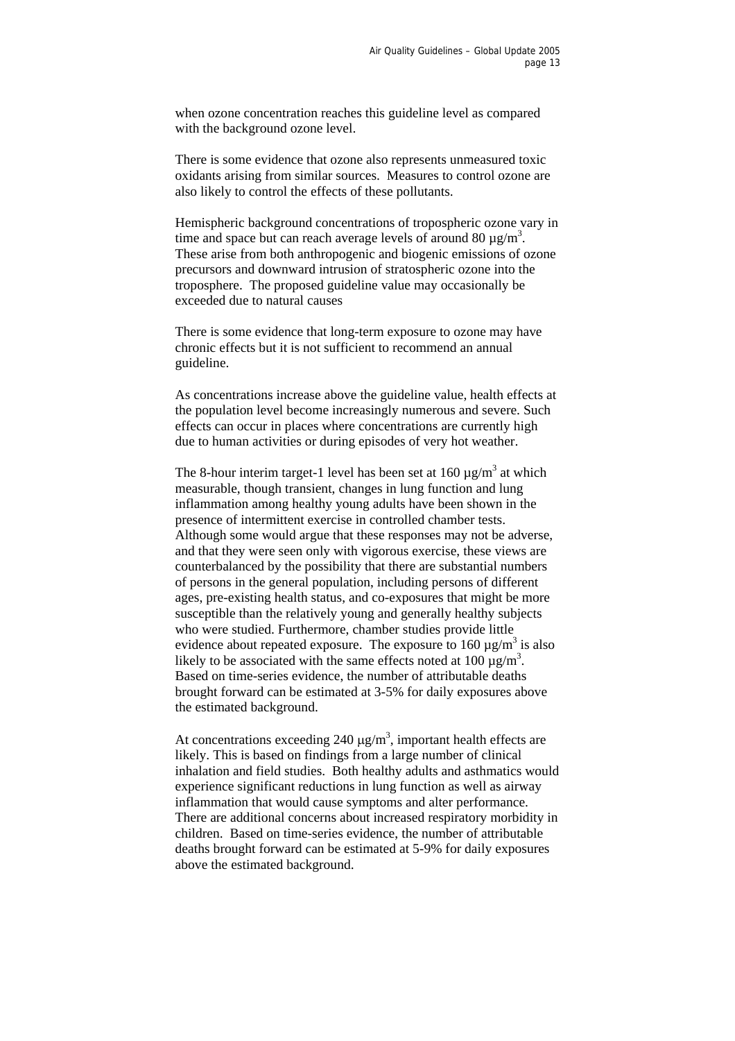when ozone concentration reaches this guideline level as compared with the background ozone level.

There is some evidence that ozone also represents unmeasured toxic oxidants arising from similar sources. Measures to control ozone are also likely to control the effects of these pollutants.

Hemispheric background concentrations of tropospheric ozone vary in time and space but can reach average levels of around 80 µg/m$^3$. These arise from both anthropogenic and biogenic emissions of ozone precursors and downward intrusion of stratospheric ozone into the troposphere. The proposed guideline value may occasionally be exceeded due to natural causes

There is some evidence that long-term exposure to ozone may have chronic effects but it is not sufficient to recommend an annual guideline.

As concentrations increase above the guideline value, health effects at the population level become increasingly numerous and severe. Such effects can occur in places where concentrations are currently high due to human activities or during episodes of very hot weather.

The 8-hour interim target-1 level has been set at 160 µg/m$^3$ at which measurable, though transient, changes in lung function and lung inflammation among healthy young adults have been shown in the presence of intermittent exercise in controlled chamber tests. Although some would argue that these responses may not be adverse, and that they were seen only with vigorous exercise, these views are counterbalanced by the possibility that there are substantial numbers of persons in the general population, including persons of different ages, pre-existing health status, and co-exposures that might be more susceptible than the relatively young and generally healthy subjects who were studied. Furthermore, chamber studies provide little evidence about repeated exposure. The exposure to 160 µg/m$^3$ is also likely to be associated with the same effects noted at 100 µg/m$^3$. Based on time-series evidence, the number of attributable deaths brought forward can be estimated at 3-5% for daily exposures above the estimated background.

At concentrations exceeding 240 µg/m$^3$, important health effects are likely. This is based on findings from a large number of clinical inhalation and field studies. Both healthy adults and asthmatics would experience significant reductions in lung function as well as airway inflammation that would cause symptoms and alter performance. There are additional concerns about increased respiratory morbidity in children. Based on time-series evidence, the number of attributable deaths brought forward can be estimated at 5-9% for daily exposures above the estimated background.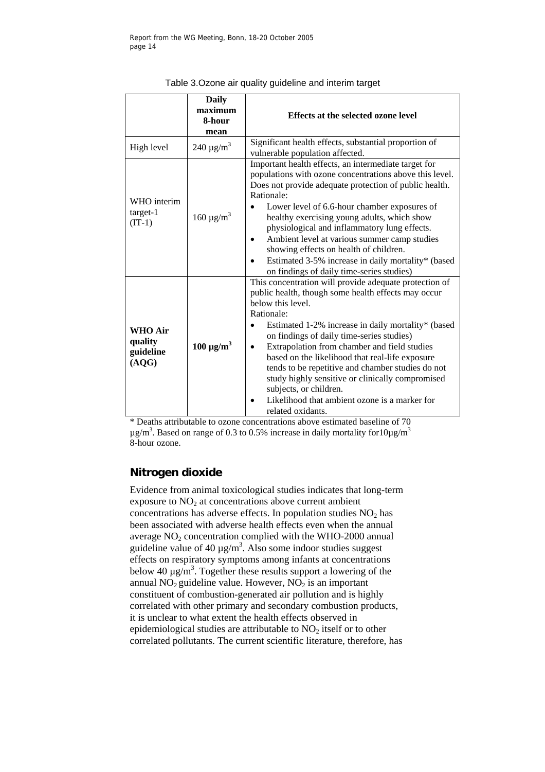Table 3.Ozone air quality guideline and interim target

| | Daily maximum 8-hour mean | Effects at the selected ozone level |
|---|---|---|
| High level | 240 μg/m$^3$ | Significant health effects, substantial proportion of vulnerable population affected. |
| WHO interim target-1 (IT-1) | 160 μg/m$^3$ | Important health effects, an intermediate target for populations with ozone concentrations above this level. Does not provide adequate protection of public health. Rationale: • Lower level of 6.6-hour chamber exposures of healthy exercising young adults, which show physiological and inflammatory lung effects. • Ambient level at various summer camp studies showing effects on health of children. • Estimated 3-5% increase in daily mortality* (based on findings of daily time-series studies) |
| **WHO Air quality guideline (AQG)** | **100 μg/m$^3$** | This concentration will provide adequate protection of public health, though some health effects may occur below this level. Rationale: • Estimated 1-2% increase in daily mortality* (based on findings of daily time-series studies) • Extrapolation from chamber and field studies based on the likelihood that real-life exposure tends to be repetitive and chamber studies do not study highly sensitive or clinically compromised subjects, or children. • Likelihood that ambient ozone is a marker for related oxidants. |

* Deaths attributable to ozone concentrations above estimated baseline of 70 μg/m$^3$. Based on range of 0.3 to 0.5% increase in daily mortality for10μg/m$^3$ 8-hour ozone.

## Nitrogen dioxide

Evidence from animal toxicological studies indicates that long-term exposure to $NO_2$ at concentrations above current ambient concentrations has adverse effects. In population studies $NO_2$ has been associated with adverse health effects even when the annual average $NO_2$ concentration complied with the WHO-2000 annual guideline value of 40 μg/m$^3$. Also some indoor studies suggest effects on respiratory symptoms among infants at concentrations below 40 μg/m$^3$. Together these results support a lowering of the annual $NO_2$ guideline value. However, $NO_2$ is an important constituent of combustion-generated air pollution and is highly correlated with other primary and secondary combustion products, it is unclear to what extent the health effects observed in epidemiological studies are attributable to $NO_2$ itself or to other correlated pollutants. The current scientific literature, therefore, has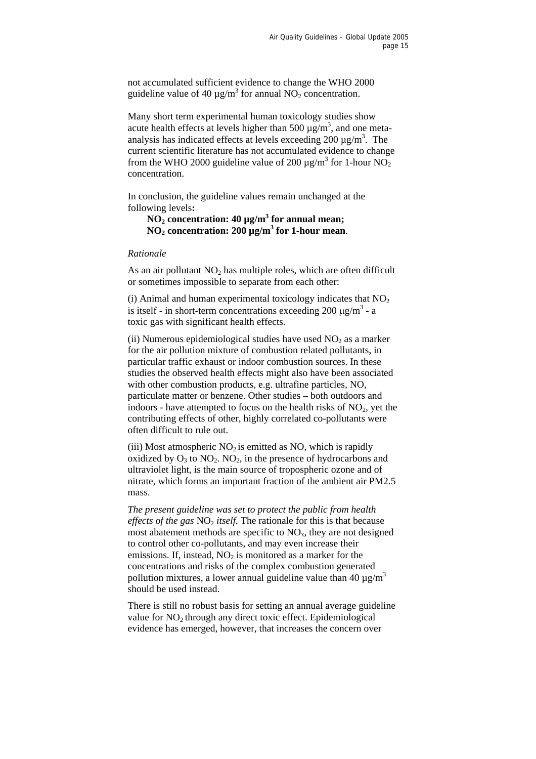not accumulated sufficient evidence to change the WHO 2000 guideline value of 40 µg/m$^3$ for annual $NO_2$ concentration.

Many short term experimental human toxicology studies show acute health effects at levels higher than 500 µg/m$^3$, and one meta-analysis has indicated effects at levels exceeding 200 µg/m$^3$. The current scientific literature has not accumulated evidence to change from the WHO 2000 guideline value of 200 µg/m$^3$ for 1-hour $NO_2$ concentration.

In conclusion, the guideline values remain unchanged at the following levels**:**

> **$NO_2$ concentration: 40 µg/m$^3$ for annual mean;**
> **$NO_2$ concentration: 200 µg/m$^3$ for 1-hour mean**.

*Rationale*

As an air pollutant $NO_2$ has multiple roles, which are often difficult or sometimes impossible to separate from each other:

(i) Animal and human experimental toxicology indicates that $NO_2$ is itself - in short-term concentrations exceeding 200 µg/m$^3$ - a toxic gas with significant health effects.

(ii) Numerous epidemiological studies have used $NO_2$ as a marker for the air pollution mixture of combustion related pollutants, in particular traffic exhaust or indoor combustion sources. In these studies the observed health effects might also have been associated with other combustion products, e.g. ultrafine particles, NO, particulate matter or benzene. Other studies – both outdoors and indoors - have attempted to focus on the health risks of $NO_2$, yet the contributing effects of other, highly correlated co-pollutants were often difficult to rule out.

(iii) Most atmospheric $NO_2$ is emitted as NO, which is rapidly oxidized by $O_3$ to $NO_2$. $NO_2$, in the presence of hydrocarbons and ultraviolet light, is the main source of tropospheric ozone and of nitrate, which forms an important fraction of the ambient air PM2.5 mass.

*The present guideline was set to protect the public from health effects of the gas* $NO_2$ *itself.* The rationale for this is that because most abatement methods are specific to $NO_x$, they are not designed to control other co-pollutants, and may even increase their emissions. If, instead, $NO_2$ is monitored as a marker for the concentrations and risks of the complex combustion generated pollution mixtures, a lower annual guideline value than 40 µg/m$^3$ should be used instead.

There is still no robust basis for setting an annual average guideline value for $NO_2$ through any direct toxic effect. Epidemiological evidence has emerged, however, that increases the concern over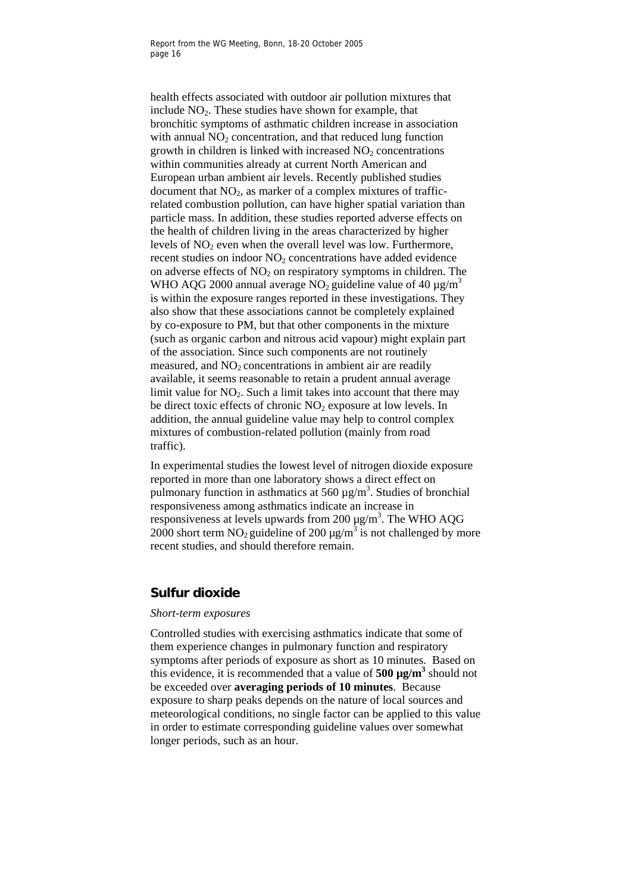health effects associated with outdoor air pollution mixtures that include $NO_2$. These studies have shown for example, that bronchitic symptoms of asthmatic children increase in association with annual $NO_2$ concentration, and that reduced lung function growth in children is linked with increased $NO_2$ concentrations within communities already at current North American and European urban ambient air levels. Recently published studies document that $NO_2$, as marker of a complex mixtures of traffic-related combustion pollution, can have higher spatial variation than particle mass. In addition, these studies reported adverse effects on the health of children living in the areas characterized by higher levels of $NO_2$ even when the overall level was low. Furthermore, recent studies on indoor $NO_2$ concentrations have added evidence on adverse effects of $NO_2$ on respiratory symptoms in children. The WHO AQG 2000 annual average $NO_2$ guideline value of 40 µg/m$^3$ is within the exposure ranges reported in these investigations. They also show that these associations cannot be completely explained by co-exposure to PM, but that other components in the mixture (such as organic carbon and nitrous acid vapour) might explain part of the association. Since such components are not routinely measured, and $NO_2$ concentrations in ambient air are readily available, it seems reasonable to retain a prudent annual average limit value for $NO_2$. Such a limit takes into account that there may be direct toxic effects of chronic $NO_2$ exposure at low levels. In addition, the annual guideline value may help to control complex mixtures of combustion-related pollution (mainly from road traffic).

In experimental studies the lowest level of nitrogen dioxide exposure reported in more than one laboratory shows a direct effect on pulmonary function in asthmatics at 560 µg/m$^3$. Studies of bronchial responsiveness among asthmatics indicate an increase in responsiveness at levels upwards from 200 µg/m$^3$. The WHO AQG 2000 short term $NO_2$ guideline of 200 µg/m$^3$ is not challenged by more recent studies, and should therefore remain.

## Sulfur dioxide

*Short-term exposures*

Controlled studies with exercising asthmatics indicate that some of them experience changes in pulmonary function and respiratory symptoms after periods of exposure as short as 10 minutes. Based on this evidence, it is recommended that a value of **500 µg/m$^3$** should not be exceeded over **averaging periods of 10 minutes**. Because exposure to sharp peaks depends on the nature of local sources and meteorological conditions, no single factor can be applied to this value in order to estimate corresponding guideline values over somewhat longer periods, such as an hour.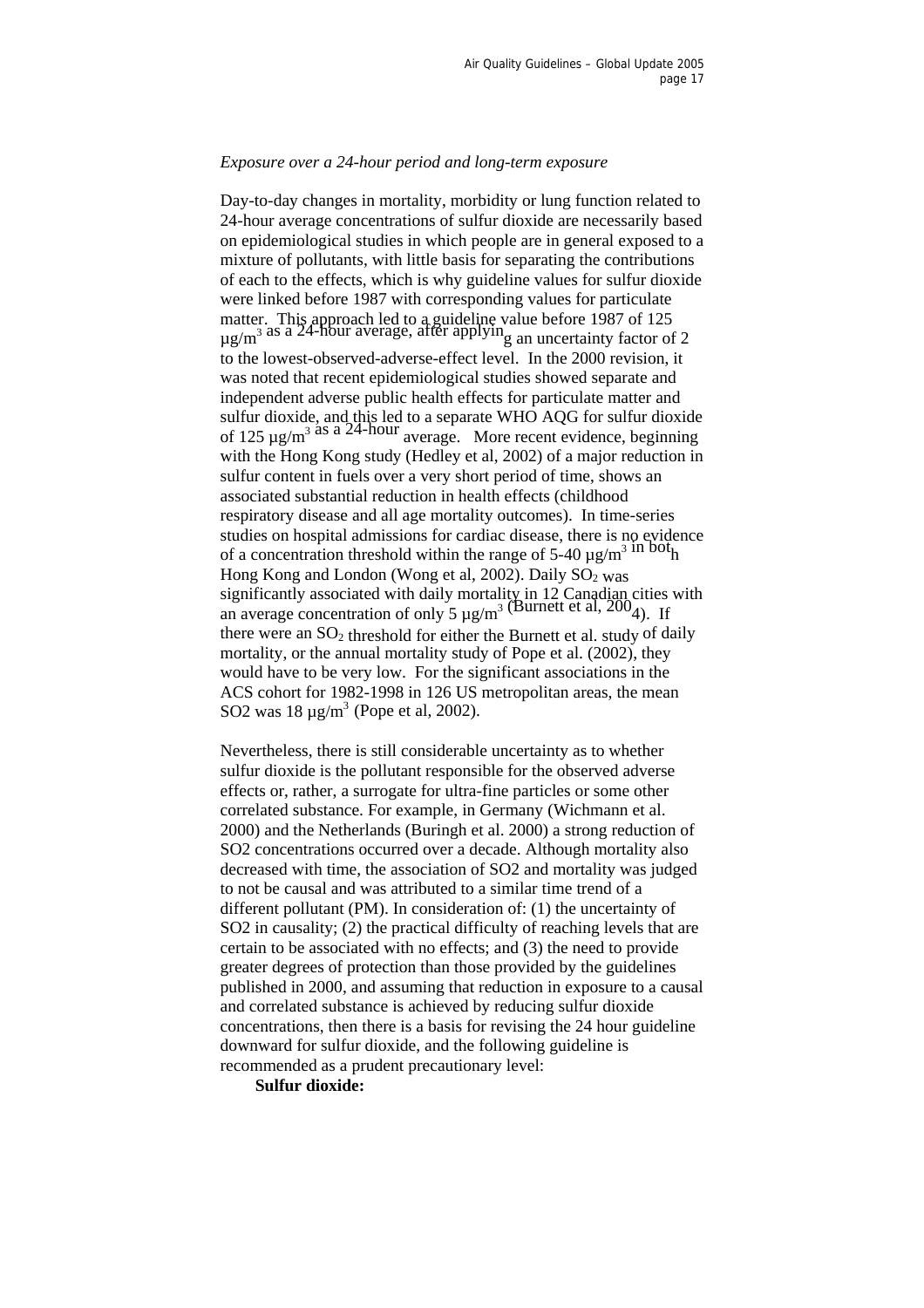*Exposure over a 24-hour period and long-term exposure*

Day-to-day changes in mortality, morbidity or lung function related to 24-hour average concentrations of sulfur dioxide are necessarily based on epidemiological studies in which people are in general exposed to a mixture of pollutants, with little basis for separating the contributions of each to the effects, which is why guideline values for sulfur dioxide were linked before 1987 with corresponding values for particulate matter. This approach led to a guideline value before 1987 of 125 μg/m$^3$ as a 24-hour average, after applying an uncertainty factor of 2 to the lowest-observed-adverse-effect level. In the 2000 revision, it was noted that recent epidemiological studies showed separate and independent adverse public health effects for particulate matter and sulfur dioxide, and this led to a separate WHO AQG for sulfur dioxide of 125 μg/m$^3$ as a 24-hour average. More recent evidence, beginning with the Hong Kong study (Hedley et al, 2002) of a major reduction in sulfur content in fuels over a very short period of time, shows an associated substantial reduction in health effects (childhood respiratory disease and all age mortality outcomes). In time-series studies on hospital admissions for cardiac disease, there is no evidence of a concentration threshold within the range of 5-40 μg/m$^3$ in both Hong Kong and London (Wong et al, 2002). Daily $SO_2$ was significantly associated with daily mortality in 12 Canadian cities with an average concentration of only 5 μg/m$^3$ (Burnett et al, 2004). If there were an $SO_2$ threshold for either the Burnett et al. study of daily mortality, or the annual mortality study of Pope et al. (2002), they would have to be very low. For the significant associations in the ACS cohort for 1982-1998 in 126 US metropolitan areas, the mean SO2 was 18 μg/m$^3$ (Pope et al, 2002).

Nevertheless, there is still considerable uncertainty as to whether sulfur dioxide is the pollutant responsible for the observed adverse effects or, rather, a surrogate for ultra-fine particles or some other correlated substance. For example, in Germany (Wichmann et al. 2000) and the Netherlands (Buringh et al. 2000) a strong reduction of SO2 concentrations occurred over a decade. Although mortality also decreased with time, the association of SO2 and mortality was judged to not be causal and was attributed to a similar time trend of a different pollutant (PM). In consideration of: (1) the uncertainty of SO2 in causality; (2) the practical difficulty of reaching levels that are certain to be associated with no effects; and (3) the need to provide greater degrees of protection than those provided by the guidelines published in 2000, and assuming that reduction in exposure to a causal and correlated substance is achieved by reducing sulfur dioxide concentrations, then there is a basis for revising the 24 hour guideline downward for sulfur dioxide, and the following guideline is recommended as a prudent precautionary level:

**Sulfur dioxide:**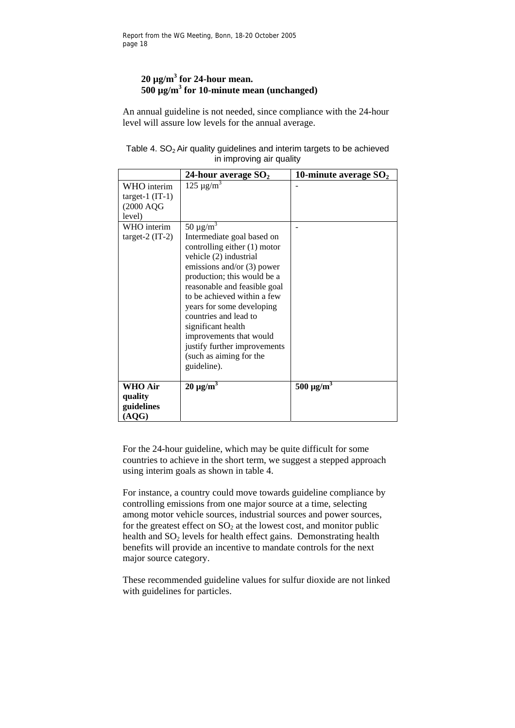**20 μg/m³ for 24-hour mean.**
**500 μg/m³ for 10-minute mean (unchanged)**

An annual guideline is not needed, since compliance with the 24-hour level will assure low levels for the annual average.

Table 4. $SO_2$ Air quality guidelines and interim targets to be achieved in improving air quality

| | **24-hour average $SO_2$** | **10-minute average $SO_2$** |
|---|---|---|
| WHO interim target-1 (IT-1) (2000 AQG level) | 125 μg/m³ | - |
| WHO interim target-2 (IT-2) | 50 μg/m³ Intermediate goal based on controlling either (1) motor vehicle (2) industrial emissions and/or (3) power production; this would be a reasonable and feasible goal to be achieved within a few years for some developing countries and lead to significant health improvements that would justify further improvements (such as aiming for the guideline). | - |
| **WHO Air quality guidelines (AQG)** | **20 μg/m³** | **500 μg/m³** |

For the 24-hour guideline, which may be quite difficult for some countries to achieve in the short term, we suggest a stepped approach using interim goals as shown in table 4.

For instance, a country could move towards guideline compliance by controlling emissions from one major source at a time, selecting among motor vehicle sources, industrial sources and power sources, for the greatest effect on $SO_2$ at the lowest cost, and monitor public health and $SO_2$ levels for health effect gains. Demonstrating health benefits will provide an incentive to mandate controls for the next major source category.

These recommended guideline values for sulfur dioxide are not linked with guidelines for particles.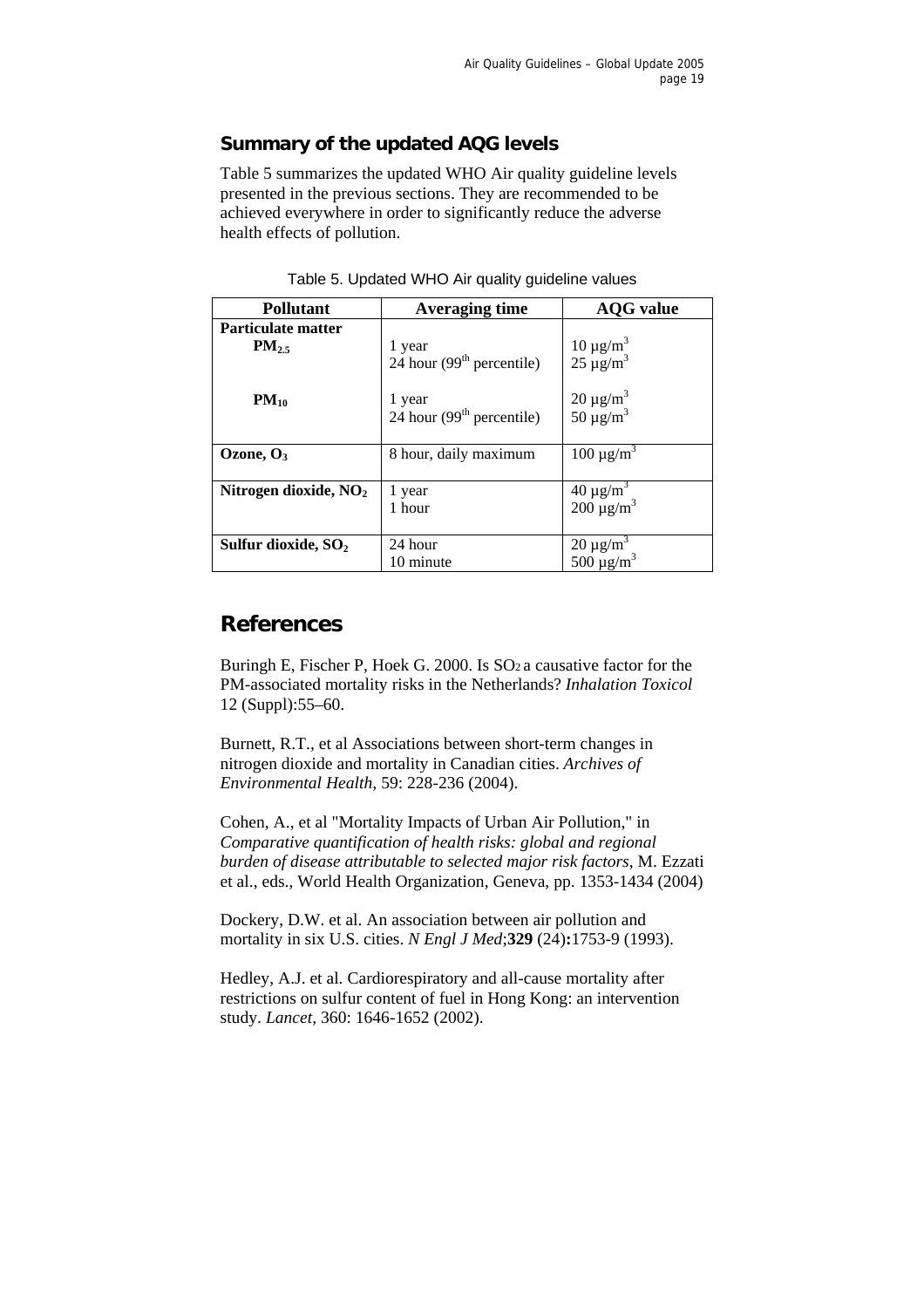## Summary of the updated AQG levels

Table 5 summarizes the updated WHO Air quality guideline levels presented in the previous sections. They are recommended to be achieved everywhere in order to significantly reduce the adverse health effects of pollution.

Table 5. Updated WHO Air quality guideline values

| Pollutant | Averaging time | AQG value |
|---|---|---|
| **Particulate matter** | | |
| **$PM_{2.5}$** | 1 year | 10 $\mu g/m^3$ |
| | 24 hour ($99^{th}$ percentile) | 25 $\mu g/m^3$ |
| **$PM_{10}$** | 1 year | 20 $\mu g/m^3$ |
| | 24 hour ($99^{th}$ percentile) | 50 $\mu g/m^3$ |
| **Ozone, $O_3$** | 8 hour, daily maximum | 100 $\mu g/m^3$ |
| **Nitrogen dioxide, $NO_2$** | 1 year | 40 $\mu g/m^3$ |
| | 1 hour | 200 $\mu g/m^3$ |
| **Sulfur dioxide, $SO_2$** | 24 hour | 20 $\mu g/m^3$ |
| | 10 minute | 500 $\mu g/m^3$ |

# References

Buringh E, Fischer P, Hoek G. 2000. Is $SO_2$ a causative factor for the PM-associated mortality risks in the Netherlands? *Inhalation Toxicol* 12 (Suppl):55–60.

Burnett, R.T., et al Associations between short-term changes in nitrogen dioxide and mortality in Canadian cities. *Archives of Environmental Health,* 59: 228-236 (2004).

Cohen, A., et al "Mortality Impacts of Urban Air Pollution," in *Comparative quantification of health risks: global and regional burden of disease attributable to selected major risk factors*, M. Ezzati et al., eds., World Health Organization, Geneva, pp. 1353-1434 (2004)

Dockery, D.W. et al. An association between air pollution and mortality in six U.S. cities. *N Engl J Med*;**329** (24)**:**1753-9 (1993).

Hedley, A.J. et al. Cardiorespiratory and all-cause mortality after restrictions on sulfur content of fuel in Hong Kong: an intervention study. *Lancet*, 360: 1646-1652 (2002).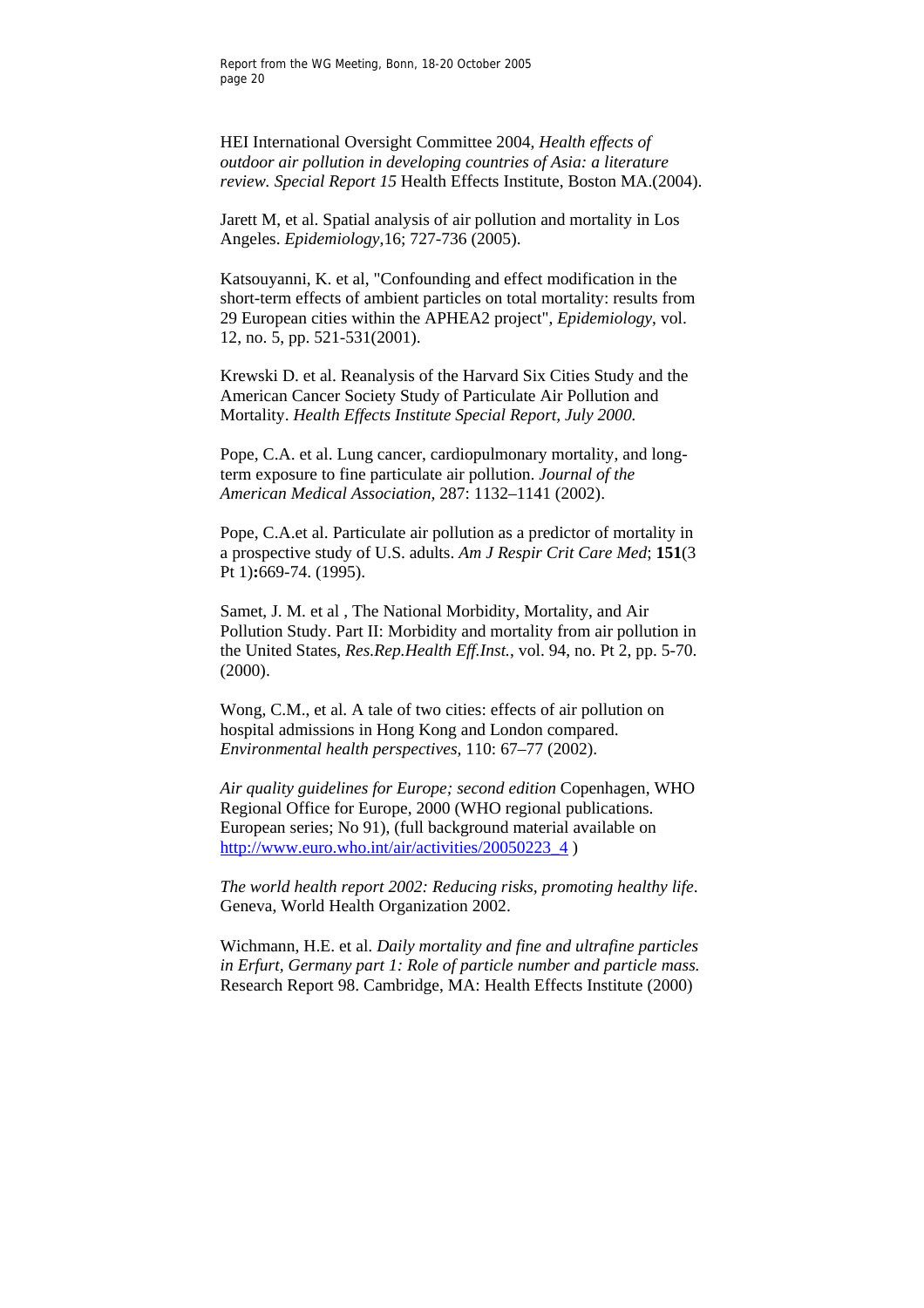HEI International Oversight Committee 2004, *Health effects of outdoor air pollution in developing countries of Asia: a literature review. Special Report 15* Health Effects Institute, Boston MA.(2004).

Jarett M, et al. Spatial analysis of air pollution and mortality in Los Angeles. *Epidemiology*,16; 727-736 (2005).

Katsouyanni, K. et al, "Confounding and effect modification in the short-term effects of ambient particles on total mortality: results from 29 European cities within the APHEA2 project", *Epidemiology*, vol. 12, no. 5, pp. 521-531(2001).

Krewski D. et al. Reanalysis of the Harvard Six Cities Study and the American Cancer Society Study of Particulate Air Pollution and Mortality. *Health Effects Institute Special Report, July 2000.*

Pope, C.A. et al. Lung cancer, cardiopulmonary mortality, and long-term exposure to fine particulate air pollution. *Journal of the American Medical Association,* 287: 1132–1141 (2002).

Pope, C.A.et al. Particulate air pollution as a predictor of mortality in a prospective study of U.S. adults. *Am J Respir Crit Care Med*; **151**(3 Pt 1)**:**669-74. (1995).

Samet, J. M. et al , The National Morbidity, Mortality, and Air Pollution Study. Part II: Morbidity and mortality from air pollution in the United States, *Res.Rep.Health Eff.Inst.*, vol. 94, no. Pt 2, pp. 5-70. (2000).

Wong, C.M., et al. A tale of two cities: effects of air pollution on hospital admissions in Hong Kong and London compared. *Environmental health perspectives,* 110: 67–77 (2002).

*Air quality guidelines for Europe; second edition* Copenhagen, WHO Regional Office for Europe, 2000 (WHO regional publications. European series; No 91), (full background material available on http://www.euro.who.int/air/activities/20050223_4 )

*The world health report 2002: Reducing risks, promoting healthy life*. Geneva, World Health Organization 2002.

Wichmann, H.E. et al. *Daily mortality and fine and ultrafine particles in Erfurt, Germany part 1: Role of particle number and particle mass.* Research Report 98. Cambridge, MA: Health Effects Institute (2000)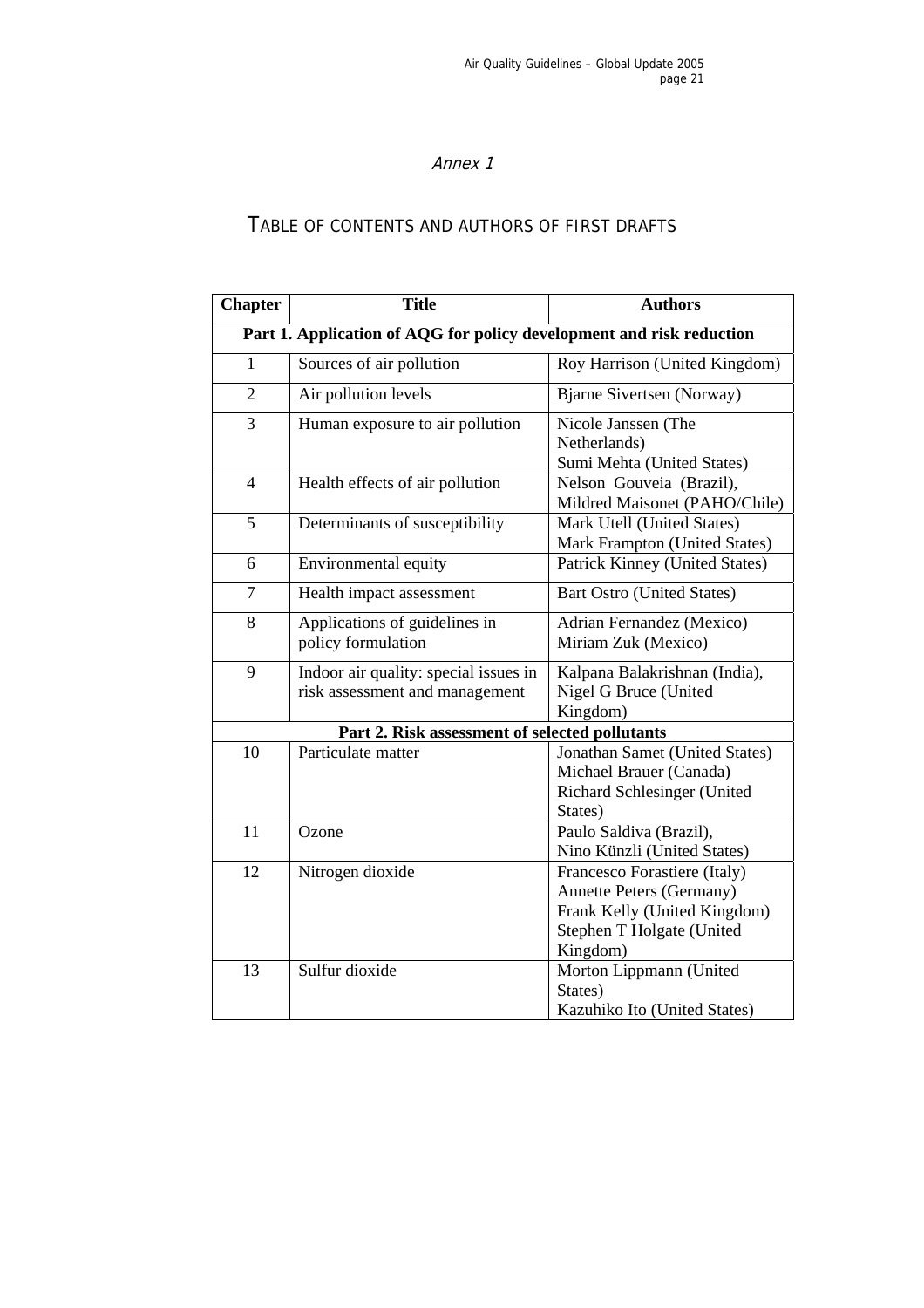*Annex 1*

# TABLE OF CONTENTS AND AUTHORS OF FIRST DRAFTS

| Chapter | Title | Authors |
|---|---|---|
| **Part 1. Application of AQG for policy development and risk reduction** | | |
| 1 | Sources of air pollution | Roy Harrison (United Kingdom) |
| 2 | Air pollution levels | Bjarne Sivertsen (Norway) |
| 3 | Human exposure to air pollution | Nicole Janssen (The Netherlands)<br>Sumi Mehta (United States) |
| 4 | Health effects of air pollution | Nelson Gouveia (Brazil),<br>Mildred Maisonet (PAHO/Chile) |
| 5 | Determinants of susceptibility | Mark Utell (United States)<br>Mark Frampton (United States) |
| 6 | Environmental equity | Patrick Kinney (United States) |
| 7 | Health impact assessment | Bart Ostro (United States) |
| 8 | Applications of guidelines in policy formulation | Adrian Fernandez (Mexico)<br>Miriam Zuk (Mexico) |
| 9 | Indoor air quality: special issues in risk assessment and management | Kalpana Balakrishnan (India),<br>Nigel G Bruce (United Kingdom) |
| **Part 2. Risk assessment of selected pollutants** | | |
| 10 | Particulate matter | Jonathan Samet (United States)<br>Michael Brauer (Canada)<br>Richard Schlesinger (United States) |
| 11 | Ozone | Paulo Saldiva (Brazil),<br>Nino Künzli (United States) |
| 12 | Nitrogen dioxide | Francesco Forastiere (Italy)<br>Annette Peters (Germany)<br>Frank Kelly (United Kingdom)<br>Stephen T Holgate (United Kingdom) |
| 13 | Sulfur dioxide | Morton Lippmann (United States)<br>Kazuhiko Ito (United States) |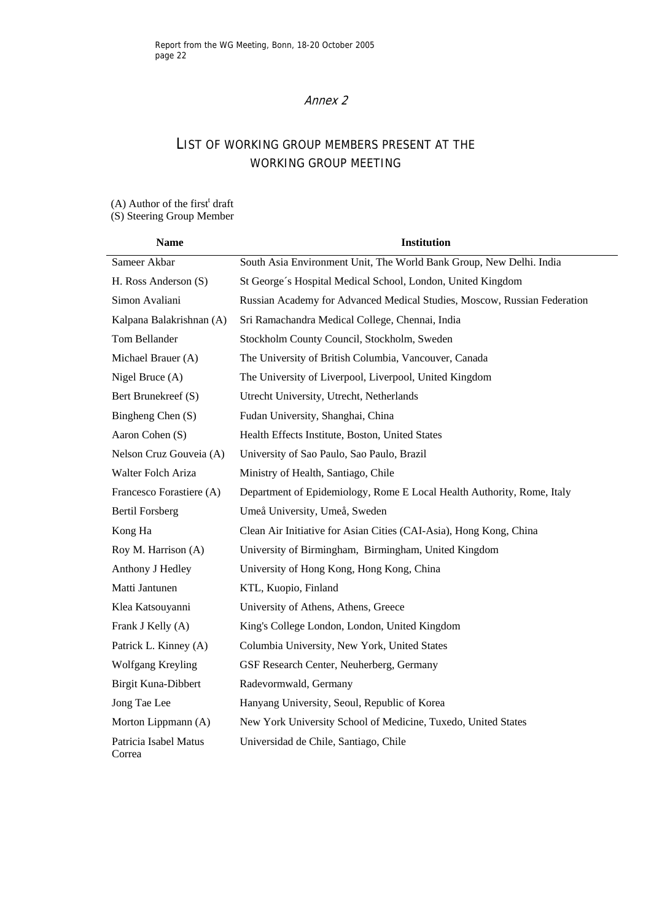### Annex 2

## LIST OF WORKING GROUP MEMBERS PRESENT AT THE WORKING GROUP MEETING

(A) Author of the first[t] draft
(S) Steering Group Member

| Name | Institution |
|---|---|
| Sameer Akbar | South Asia Environment Unit, The World Bank Group, New Delhi. India |
| H. Ross Anderson (S) | St George´s Hospital Medical School, London, United Kingdom |
| Simon Avaliani | Russian Academy for Advanced Medical Studies, Moscow, Russian Federation |
| Kalpana Balakrishnan (A) | Sri Ramachandra Medical College, Chennai, India |
| Tom Bellander | Stockholm County Council, Stockholm, Sweden |
| Michael Brauer (A) | The University of British Columbia, Vancouver, Canada |
| Nigel Bruce (A) | The University of Liverpool, Liverpool, United Kingdom |
| Bert Brunekreef (S) | Utrecht University, Utrecht, Netherlands |
| Bingheng Chen (S) | Fudan University, Shanghai, China |
| Aaron Cohen (S) | Health Effects Institute, Boston, United States |
| Nelson Cruz Gouveia (A) | University of Sao Paulo, Sao Paulo, Brazil |
| Walter Folch Ariza | Ministry of Health, Santiago, Chile |
| Francesco Forastiere (A) | Department of Epidemiology, Rome E Local Health Authority, Rome, Italy |
| Bertil Forsberg | Umeå University, Umeå, Sweden |
| Kong Ha | Clean Air Initiative for Asian Cities (CAI-Asia), Hong Kong, China |
| Roy M. Harrison (A) | University of Birmingham, Birmingham, United Kingdom |
| Anthony J Hedley | University of Hong Kong, Hong Kong, China |
| Matti Jantunen | KTL, Kuopio, Finland |
| Klea Katsouyanni | University of Athens, Athens, Greece |
| Frank J Kelly (A) | King's College London, London, United Kingdom |
| Patrick L. Kinney (A) | Columbia University, New York, United States |
| Wolfgang Kreyling | GSF Research Center, Neuherberg, Germany |
| Birgit Kuna-Dibbert | Radevormwald, Germany |
| Jong Tae Lee | Hanyang University, Seoul, Republic of Korea |
| Morton Lippmann (A) | New York University School of Medicine, Tuxedo, United States |
| Patricia Isabel Matus Correa | Universidad de Chile, Santiago, Chile |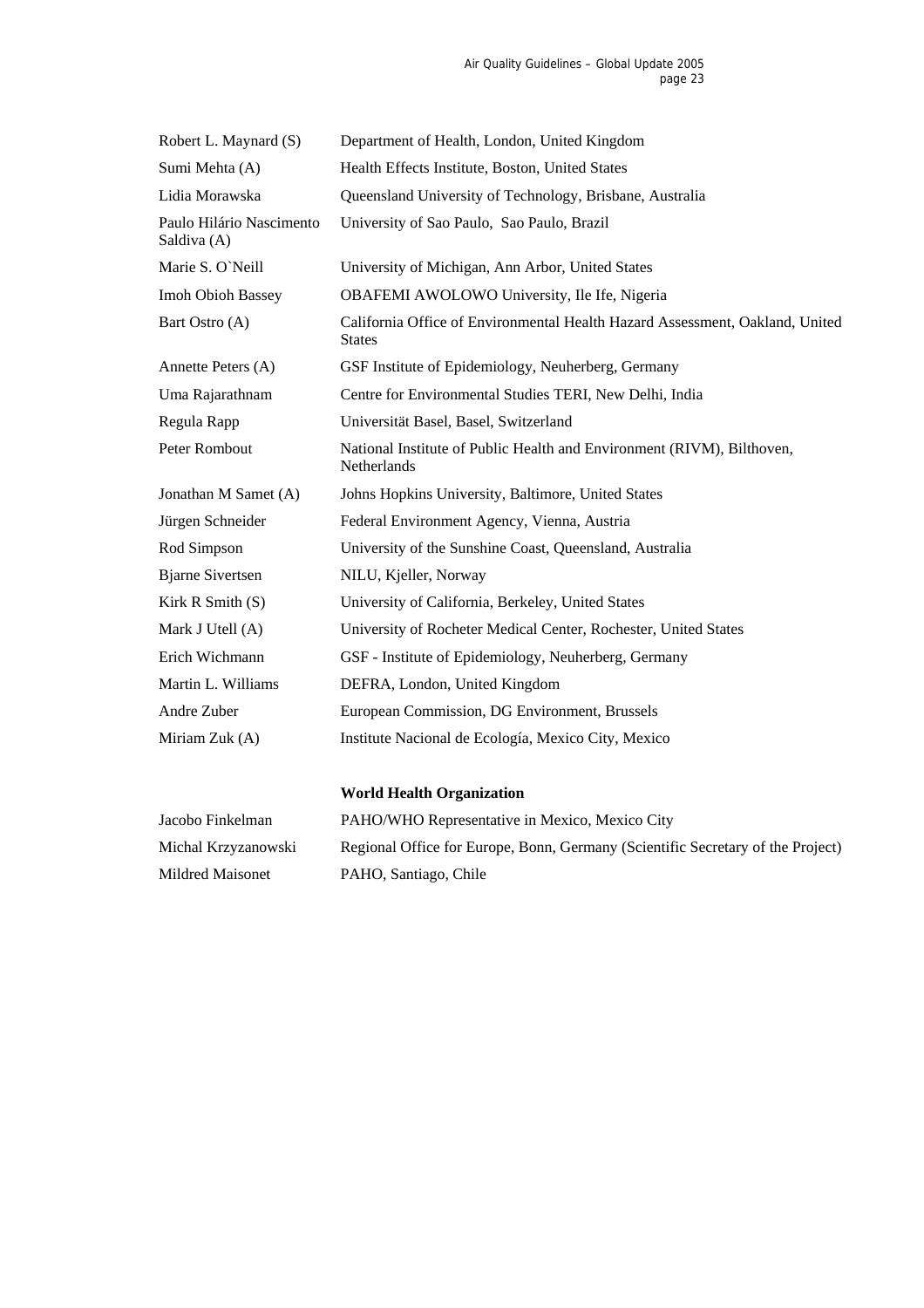| | |
|---|---|
| Robert L. Maynard (S) | Department of Health, London, United Kingdom |
| Sumi Mehta (A) | Health Effects Institute, Boston, United States |
| Lidia Morawska | Queensland University of Technology, Brisbane, Australia |
| Paulo Hilário Nascimento Saldiva (A) | University of Sao Paulo, Sao Paulo, Brazil |
| Marie S. O`Neill | University of Michigan, Ann Arbor, United States |
| Imoh Obioh Bassey | OBAFEMI AWOLOWO University, Ile Ife, Nigeria |
| Bart Ostro (A) | California Office of Environmental Health Hazard Assessment, Oakland, United States |
| Annette Peters (A) | GSF Institute of Epidemiology, Neuherberg, Germany |
| Uma Rajarathnam | Centre for Environmental Studies TERI, New Delhi, India |
| Regula Rapp | Universität Basel, Basel, Switzerland |
| Peter Rombout | National Institute of Public Health and Environment (RIVM), Bilthoven, Netherlands |
| Jonathan M Samet (A) | Johns Hopkins University, Baltimore, United States |
| Jürgen Schneider | Federal Environment Agency, Vienna, Austria |
| Rod Simpson | University of the Sunshine Coast, Queensland, Australia |
| Bjarne Sivertsen | NILU, Kjeller, Norway |
| Kirk R Smith (S) | University of California, Berkeley, United States |
| Mark J Utell (A) | University of Rocheter Medical Center, Rochester, United States |
| Erich Wichmann | GSF - Institute of Epidemiology, Neuherberg, Germany |
| Martin L. Williams | DEFRA, London, United Kingdom |
| Andre Zuber | European Commission, DG Environment, Brussels |
| Miriam Zuk (A) | Institute Nacional de Ecología, Mexico City, Mexico |

**World Health Organization**

| | |
|---|---|
| Jacobo Finkelman | PAHO/WHO Representative in Mexico, Mexico City |
| Michal Krzyzanowski | Regional Office for Europe, Bonn, Germany (Scientific Secretary of the Project) |
| Mildred Maisonet | PAHO, Santiago, Chile |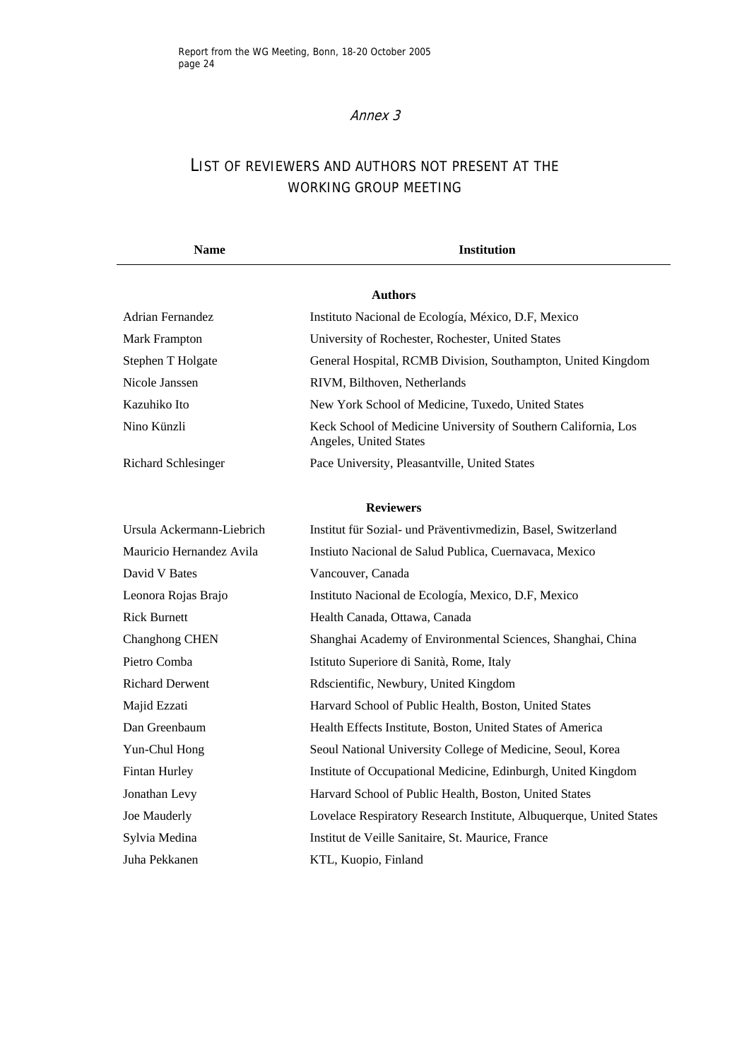Annex 3

# LIST OF REVIEWERS AND AUTHORS NOT PRESENT AT THE WORKING GROUP MEETING

| Name | Institution |
|---|---|
| | **Authors** |
| Adrian Fernandez | Instituto Nacional de Ecología, México, D.F, Mexico |
| Mark Frampton | University of Rochester, Rochester, United States |
| Stephen T Holgate | General Hospital, RCMB Division, Southampton, United Kingdom |
| Nicole Janssen | RIVM, Bilthoven, Netherlands |
| Kazuhiko Ito | New York School of Medicine, Tuxedo, United States |
| Nino Künzli | Keck School of Medicine University of Southern California, Los Angeles, United States |
| Richard Schlesinger | Pace University, Pleasantville, United States |
| | **Reviewers** |
| Ursula Ackermann-Liebrich | Institut für Sozial- und Präventivmedizin, Basel, Switzerland |
| Mauricio Hernandez Avila | Instiuto Nacional de Salud Publica, Cuernavaca, Mexico |
| David V Bates | Vancouver, Canada |
| Leonora Rojas Brajo | Instituto Nacional de Ecología, Mexico, D.F, Mexico |
| Rick Burnett | Health Canada, Ottawa, Canada |
| Changhong CHEN | Shanghai Academy of Environmental Sciences, Shanghai, China |
| Pietro Comba | Istituto Superiore di Sanità, Rome, Italy |
| Richard Derwent | Rdscientific, Newbury, United Kingdom |
| Majid Ezzati | Harvard School of Public Health, Boston, United States |
| Dan Greenbaum | Health Effects Institute, Boston, United States of America |
| Yun-Chul Hong | Seoul National University College of Medicine, Seoul, Korea |
| Fintan Hurley | Institute of Occupational Medicine, Edinburgh, United Kingdom |
| Jonathan Levy | Harvard School of Public Health, Boston, United States |
| Joe Mauderly | Lovelace Respiratory Research Institute, Albuquerque, United States |
| Sylvia Medina | Institut de Veille Sanitaire, St. Maurice, France |
| Juha Pekkanen | KTL, Kuopio, Finland |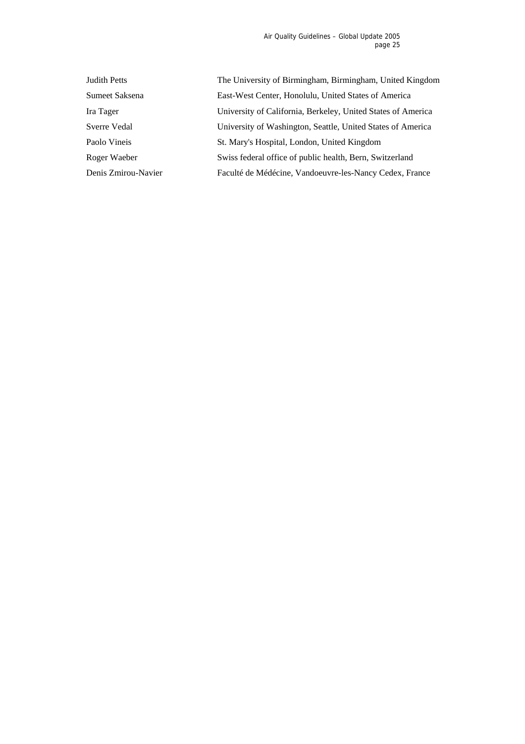| | |
|---|---|
| Judith Petts | The University of Birmingham, Birmingham, United Kingdom |
| Sumeet Saksena | East-West Center, Honolulu, United States of America |
| Ira Tager | University of California, Berkeley, United States of America |
| Sverre Vedal | University of Washington, Seattle, United States of America |
| Paolo Vineis | St. Mary's Hospital, London, United Kingdom |
| Roger Waeber | Swiss federal office of public health, Bern, Switzerland |
| Denis Zmirou-Navier | Faculté de Médécine, Vandoeuvre-les-Nancy Cedex, France |